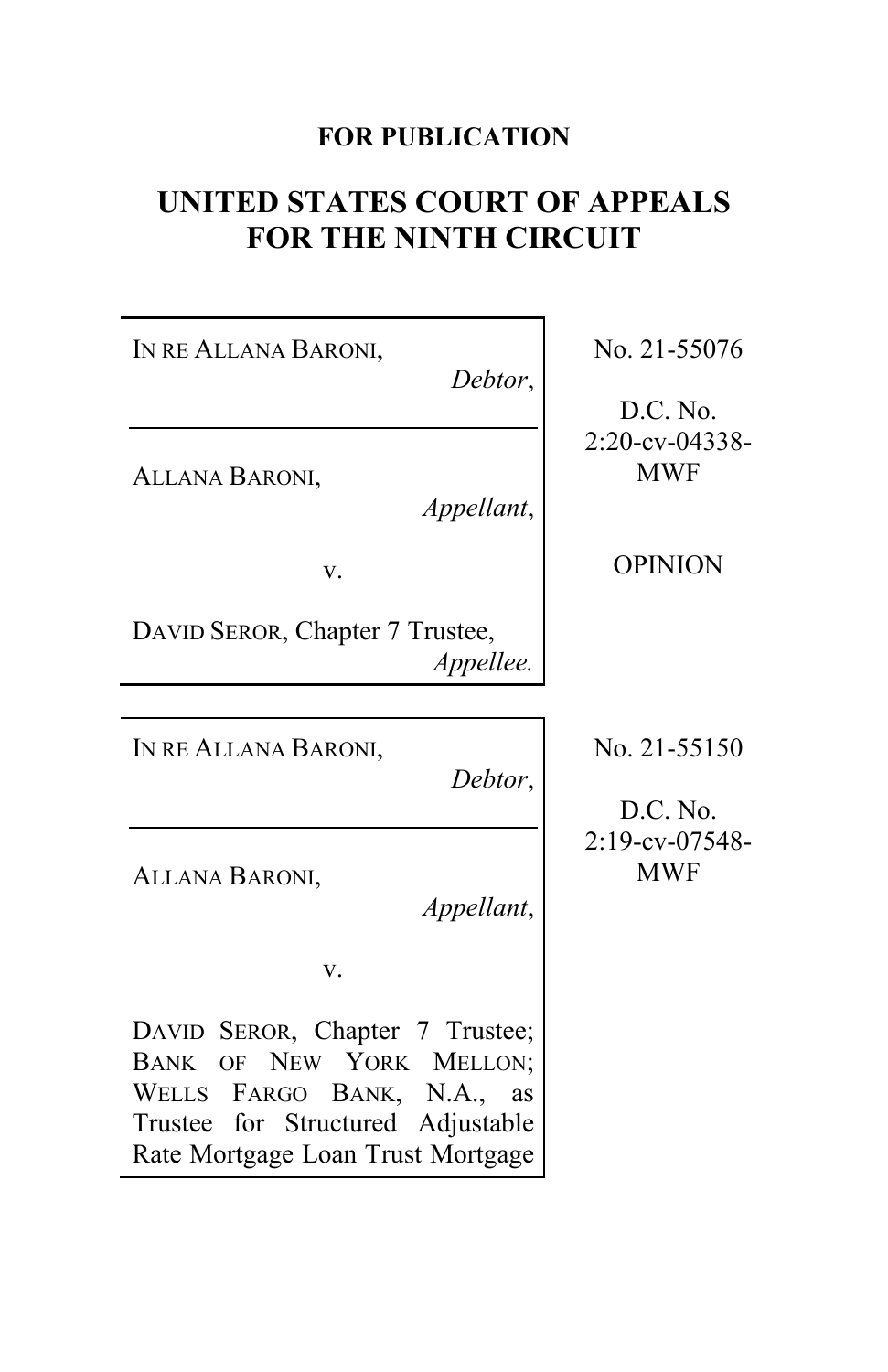**FOR PUBLICATION**

# UNITED STATES COURT OF APPEALS FOR THE NINTH CIRCUIT

IN RE ALLANA BARONI,
*Debtor*,

---

ALLANA BARONI,
*Appellant*,

v.

DAVID SEROR, Chapter 7 Trustee,
*Appellee.*

No. 21-55076

D.C. No. 2:20-cv-04338-MWF

OPINION

---

IN RE ALLANA BARONI,
*Debtor*,

---

ALLANA BARONI,
*Appellant*,

v.

DAVID SEROR, Chapter 7 Trustee; BANK OF NEW YORK MELLON; WELLS FARGO BANK, N.A., as Trustee for Structured Adjustable Rate Mortgage Loan Trust Mortgage

No. 21-55150

D.C. No. 2:19-cv-07548-MWF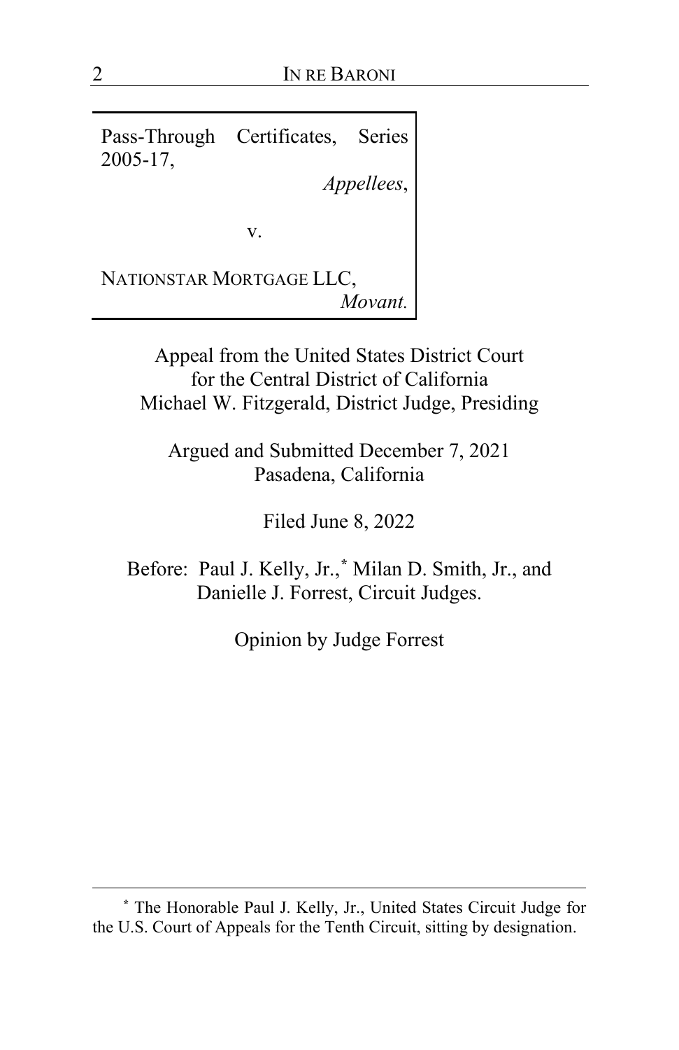Pass-Through Certificates, Series 2005-17,

*Appellees*,

v.

NATIONSTAR MORTGAGE LLC,

*Movant.*

Appeal from the United States District Court for the Central District of California
Michael W. Fitzgerald, District Judge, Presiding

Argued and Submitted December 7, 2021
Pasadena, California

Filed June 8, 2022

Before: Paul J. Kelly, Jr.,* Milan D. Smith, Jr., and Danielle J. Forrest, Circuit Judges.

Opinion by Judge Forrest

---

* The Honorable Paul J. Kelly, Jr., United States Circuit Judge for the U.S. Court of Appeals for the Tenth Circuit, sitting by designation.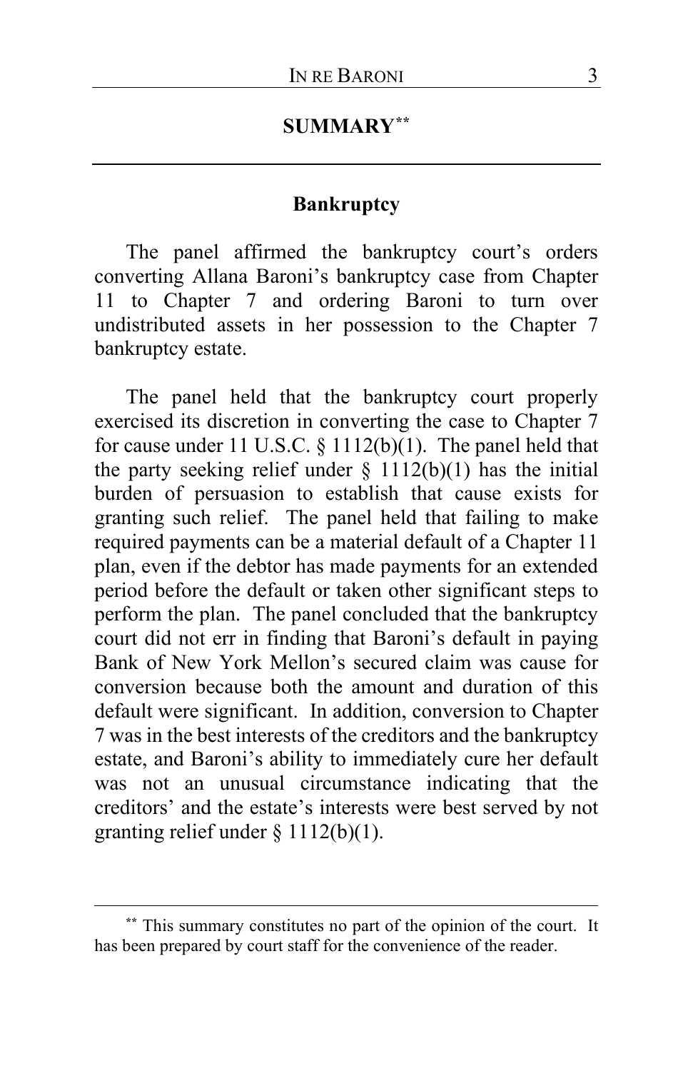## SUMMARY[**]

### Bankruptcy

The panel affirmed the bankruptcy court's orders converting Allana Baroni's bankruptcy case from Chapter 11 to Chapter 7 and ordering Baroni to turn over undistributed assets in her possession to the Chapter 7 bankruptcy estate.

The panel held that the bankruptcy court properly exercised its discretion in converting the case to Chapter 7 for cause under 11 U.S.C. § 1112(b)(1). The panel held that the party seeking relief under § 1112(b)(1) has the initial burden of persuasion to establish that cause exists for granting such relief. The panel held that failing to make required payments can be a material default of a Chapter 11 plan, even if the debtor has made payments for an extended period before the default or taken other significant steps to perform the plan. The panel concluded that the bankruptcy court did not err in finding that Baroni's default in paying Bank of New York Mellon's secured claim was cause for conversion because both the amount and duration of this default were significant. In addition, conversion to Chapter 7 was in the best interests of the creditors and the bankruptcy estate, and Baroni's ability to immediately cure her default was not an unusual circumstance indicating that the creditors' and the estate's interests were best served by not granting relief under § 1112(b)(1).

---

[**] This summary constitutes no part of the opinion of the court. It has been prepared by court staff for the convenience of the reader.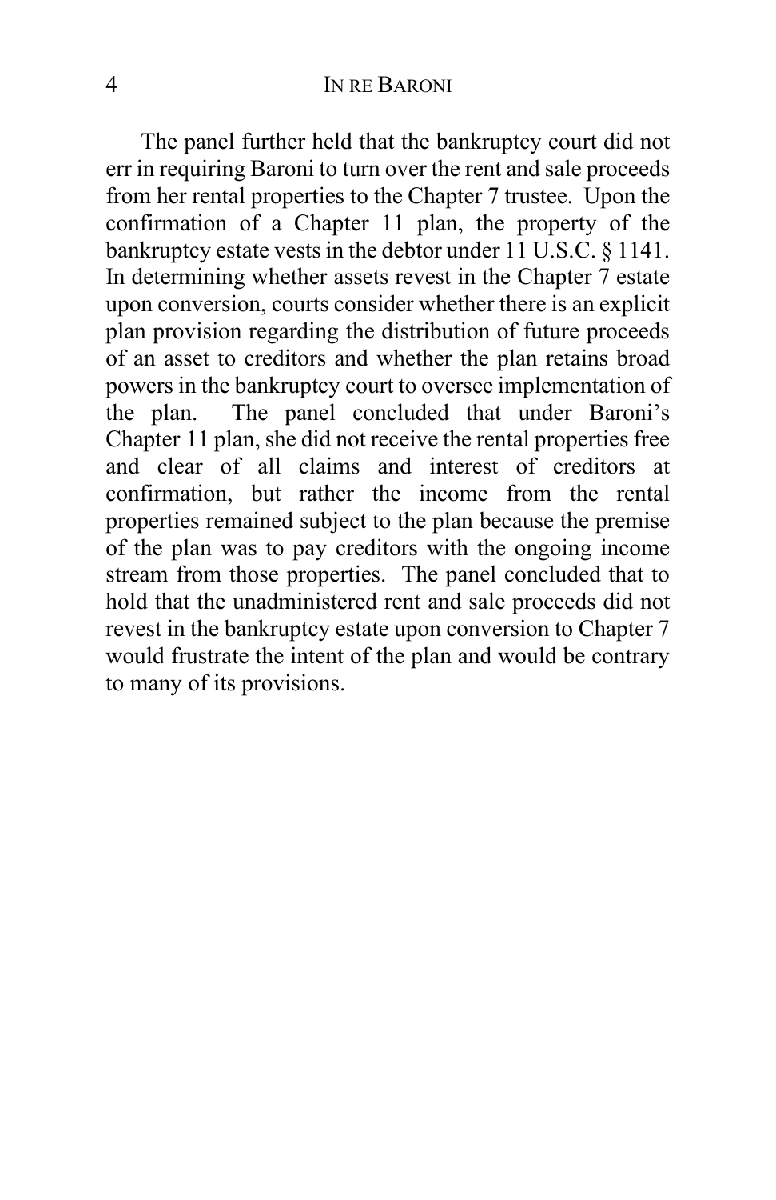The panel further held that the bankruptcy court did not err in requiring Baroni to turn over the rent and sale proceeds from her rental properties to the Chapter 7 trustee. Upon the confirmation of a Chapter 11 plan, the property of the bankruptcy estate vests in the debtor under 11 U.S.C. § 1141. In determining whether assets revest in the Chapter 7 estate upon conversion, courts consider whether there is an explicit plan provision regarding the distribution of future proceeds of an asset to creditors and whether the plan retains broad powers in the bankruptcy court to oversee implementation of the plan. The panel concluded that under Baroni's Chapter 11 plan, she did not receive the rental properties free and clear of all claims and interest of creditors at confirmation, but rather the income from the rental properties remained subject to the plan because the premise of the plan was to pay creditors with the ongoing income stream from those properties. The panel concluded that to hold that the unadministered rent and sale proceeds did not revest in the bankruptcy estate upon conversion to Chapter 7 would frustrate the intent of the plan and would be contrary to many of its provisions.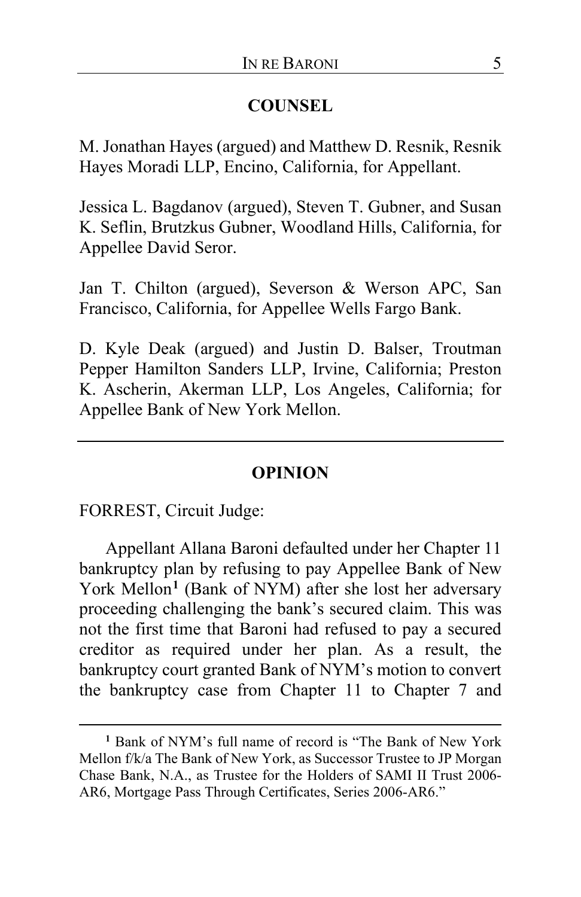## COUNSEL

M. Jonathan Hayes (argued) and Matthew D. Resnik, Resnik Hayes Moradi LLP, Encino, California, for Appellant.

Jessica L. Bagdanov (argued), Steven T. Gubner, and Susan K. Seflin, Brutzkus Gubner, Woodland Hills, California, for Appellee David Seror.

Jan T. Chilton (argued), Severson & Werson APC, San Francisco, California, for Appellee Wells Fargo Bank.

D. Kyle Deak (argued) and Justin D. Balser, Troutman Pepper Hamilton Sanders LLP, Irvine, California; Preston K. Ascherin, Akerman LLP, Los Angeles, California; for Appellee Bank of New York Mellon.

---

## OPINION

FORREST, Circuit Judge:

Appellant Allana Baroni defaulted under her Chapter 11 bankruptcy plan by refusing to pay Appellee Bank of New York Mellon[1] (Bank of NYM) after she lost her adversary proceeding challenging the bank's secured claim. This was not the first time that Baroni had refused to pay a secured creditor as required under her plan. As a result, the bankruptcy court granted Bank of NYM's motion to convert the bankruptcy case from Chapter 11 to Chapter 7 and

---

[1] Bank of NYM's full name of record is "The Bank of New York Mellon f/k/a The Bank of New York, as Successor Trustee to JP Morgan Chase Bank, N.A., as Trustee for the Holders of SAMI II Trust 2006-AR6, Mortgage Pass Through Certificates, Series 2006-AR6."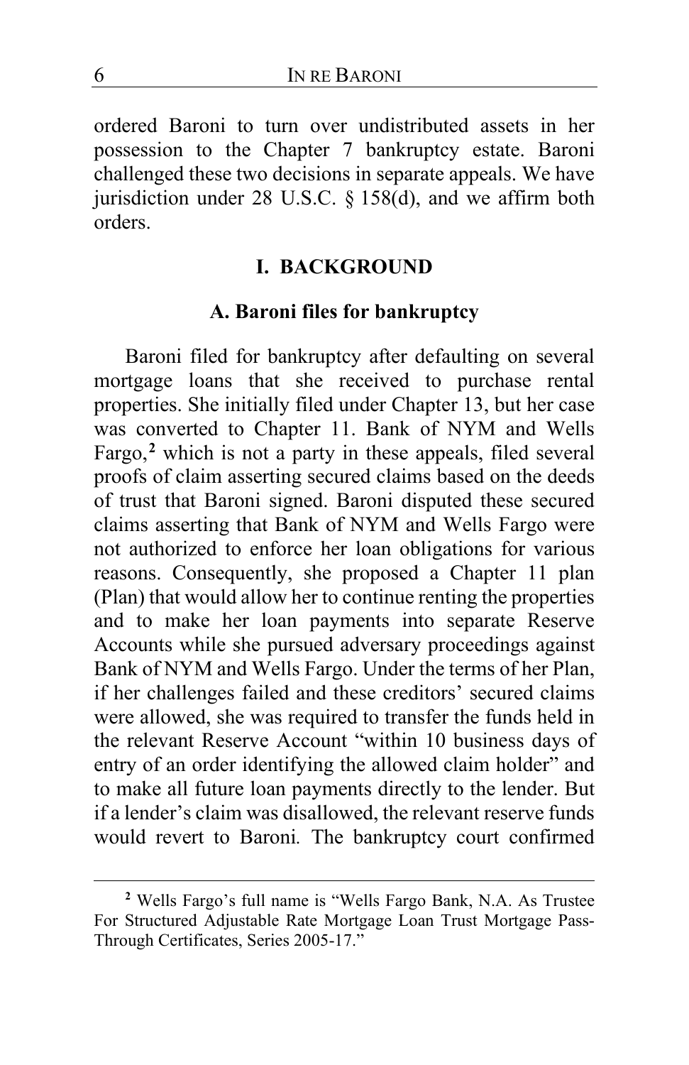ordered Baroni to turn over undistributed assets in her possession to the Chapter 7 bankruptcy estate. Baroni challenged these two decisions in separate appeals. We have jurisdiction under 28 U.S.C. § 158(d), and we affirm both orders.

## I. BACKGROUND

### A. Baroni files for bankruptcy

Baroni filed for bankruptcy after defaulting on several mortgage loans that she received to purchase rental properties. She initially filed under Chapter 13, but her case was converted to Chapter 11. Bank of NYM and Wells Fargo,[2] which is not a party in these appeals, filed several proofs of claim asserting secured claims based on the deeds of trust that Baroni signed. Baroni disputed these secured claims asserting that Bank of NYM and Wells Fargo were not authorized to enforce her loan obligations for various reasons. Consequently, she proposed a Chapter 11 plan (Plan) that would allow her to continue renting the properties and to make her loan payments into separate Reserve Accounts while she pursued adversary proceedings against Bank of NYM and Wells Fargo. Under the terms of her Plan, if her challenges failed and these creditors' secured claims were allowed, she was required to transfer the funds held in the relevant Reserve Account "within 10 business days of entry of an order identifying the allowed claim holder" and to make all future loan payments directly to the lender. But if a lender's claim was disallowed, the relevant reserve funds would revert to Baroni. The bankruptcy court confirmed

[2] Wells Fargo's full name is "Wells Fargo Bank, N.A. As Trustee For Structured Adjustable Rate Mortgage Loan Trust Mortgage Pass-Through Certificates, Series 2005-17."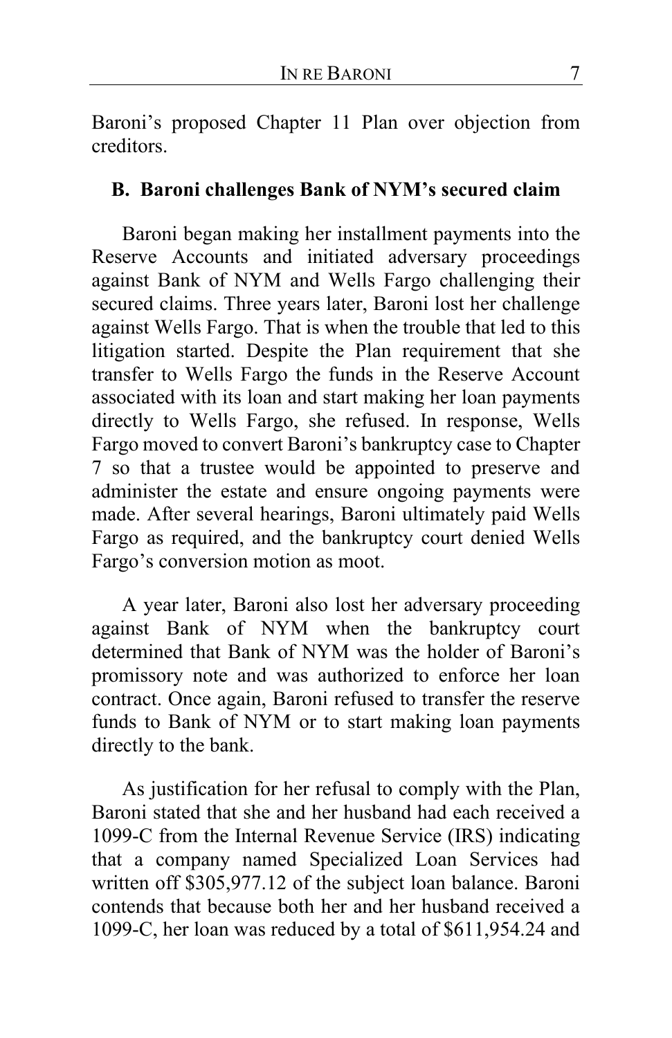Baroni's proposed Chapter 11 Plan over objection from creditors.

**B. Baroni challenges Bank of NYM's secured claim**

Baroni began making her installment payments into the Reserve Accounts and initiated adversary proceedings against Bank of NYM and Wells Fargo challenging their secured claims. Three years later, Baroni lost her challenge against Wells Fargo. That is when the trouble that led to this litigation started. Despite the Plan requirement that she transfer to Wells Fargo the funds in the Reserve Account associated with its loan and start making her loan payments directly to Wells Fargo, she refused. In response, Wells Fargo moved to convert Baroni's bankruptcy case to Chapter 7 so that a trustee would be appointed to preserve and administer the estate and ensure ongoing payments were made. After several hearings, Baroni ultimately paid Wells Fargo as required, and the bankruptcy court denied Wells Fargo's conversion motion as moot.

A year later, Baroni also lost her adversary proceeding against Bank of NYM when the bankruptcy court determined that Bank of NYM was the holder of Baroni's promissory note and was authorized to enforce her loan contract. Once again, Baroni refused to transfer the reserve funds to Bank of NYM or to start making loan payments directly to the bank.

As justification for her refusal to comply with the Plan, Baroni stated that she and her husband had each received a 1099-C from the Internal Revenue Service (IRS) indicating that a company named Specialized Loan Services had written off $305,977.12 of the subject loan balance. Baroni contends that because both her and her husband received a 1099-C, her loan was reduced by a total of $611,954.24 and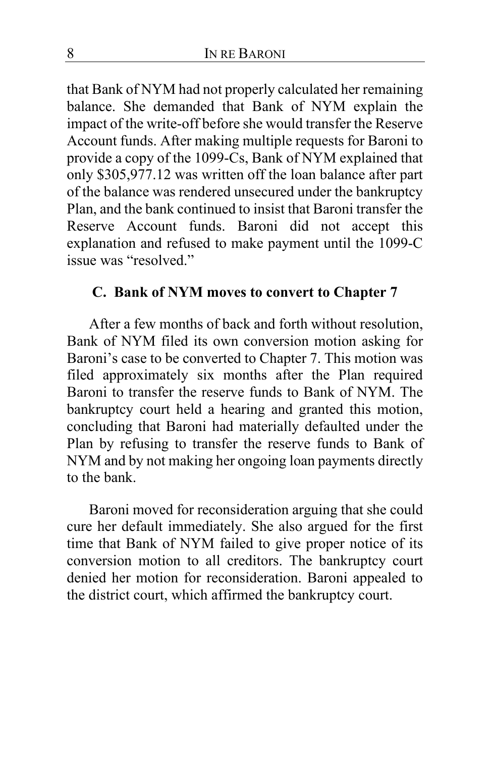that Bank of NYM had not properly calculated her remaining balance. She demanded that Bank of NYM explain the impact of the write-off before she would transfer the Reserve Account funds. After making multiple requests for Baroni to provide a copy of the 1099-Cs, Bank of NYM explained that only $305,977.12 was written off the loan balance after part of the balance was rendered unsecured under the bankruptcy Plan, and the bank continued to insist that Baroni transfer the Reserve Account funds. Baroni did not accept this explanation and refused to make payment until the 1099-C issue was "resolved."

### C. Bank of NYM moves to convert to Chapter 7

After a few months of back and forth without resolution, Bank of NYM filed its own conversion motion asking for Baroni's case to be converted to Chapter 7. This motion was filed approximately six months after the Plan required Baroni to transfer the reserve funds to Bank of NYM. The bankruptcy court held a hearing and granted this motion, concluding that Baroni had materially defaulted under the Plan by refusing to transfer the reserve funds to Bank of NYM and by not making her ongoing loan payments directly to the bank.

Baroni moved for reconsideration arguing that she could cure her default immediately. She also argued for the first time that Bank of NYM failed to give proper notice of its conversion motion to all creditors. The bankruptcy court denied her motion for reconsideration. Baroni appealed to the district court, which affirmed the bankruptcy court.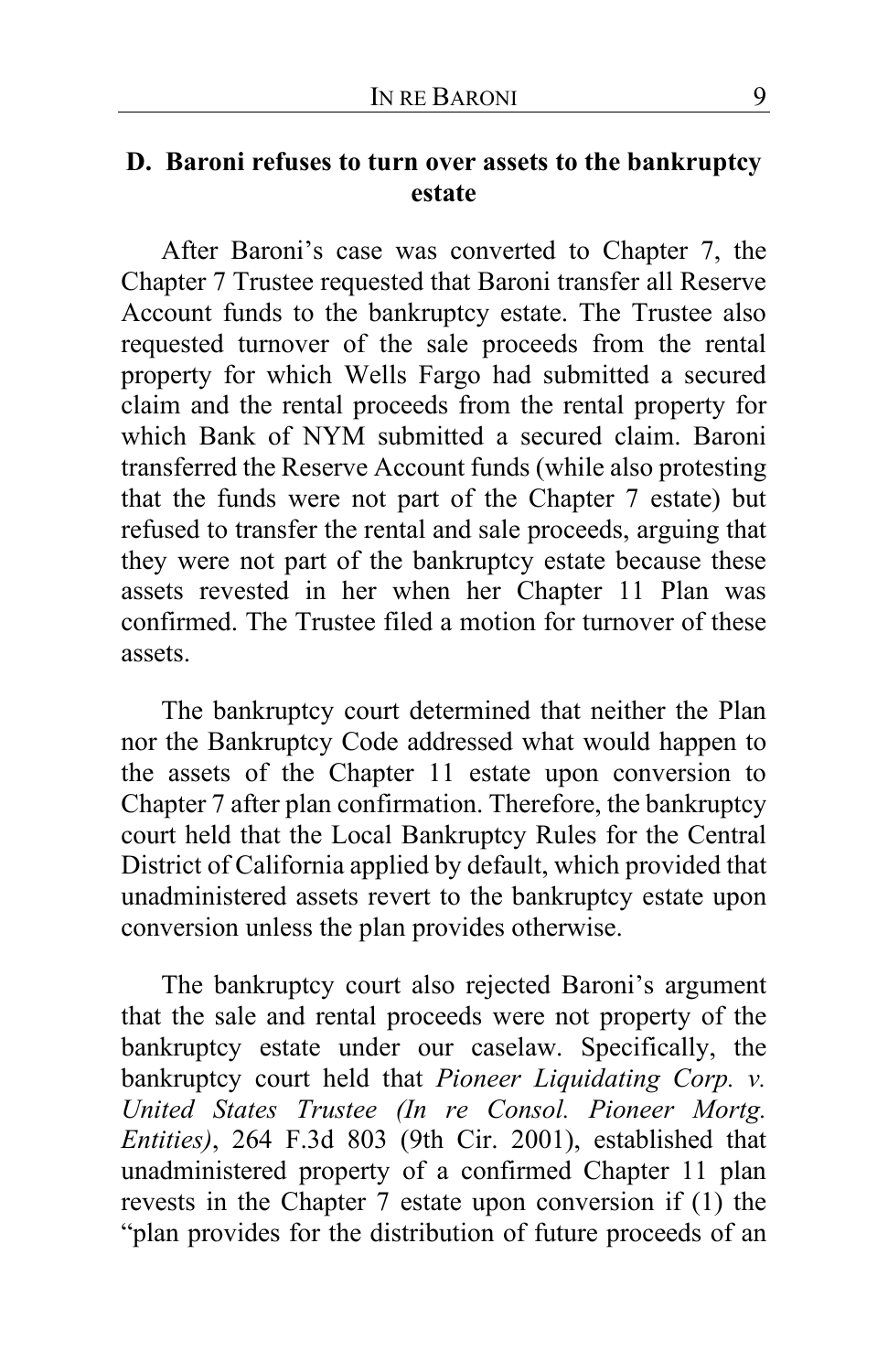### D. Baroni refuses to turn over assets to the bankruptcy estate

After Baroni's case was converted to Chapter 7, the Chapter 7 Trustee requested that Baroni transfer all Reserve Account funds to the bankruptcy estate. The Trustee also requested turnover of the sale proceeds from the rental property for which Wells Fargo had submitted a secured claim and the rental proceeds from the rental property for which Bank of NYM submitted a secured claim. Baroni transferred the Reserve Account funds (while also protesting that the funds were not part of the Chapter 7 estate) but refused to transfer the rental and sale proceeds, arguing that they were not part of the bankruptcy estate because these assets revested in her when her Chapter 11 Plan was confirmed. The Trustee filed a motion for turnover of these assets.

The bankruptcy court determined that neither the Plan nor the Bankruptcy Code addressed what would happen to the assets of the Chapter 11 estate upon conversion to Chapter 7 after plan confirmation. Therefore, the bankruptcy court held that the Local Bankruptcy Rules for the Central District of California applied by default, which provided that unadministered assets revert to the bankruptcy estate upon conversion unless the plan provides otherwise.

The bankruptcy court also rejected Baroni's argument that the sale and rental proceeds were not property of the bankruptcy estate under our caselaw. Specifically, the bankruptcy court held that *Pioneer Liquidating Corp. v. United States Trustee (In re Consol. Pioneer Mortg. Entities)*, 264 F.3d 803 (9th Cir. 2001), established that unadministered property of a confirmed Chapter 11 plan revests in the Chapter 7 estate upon conversion if (1) the "plan provides for the distribution of future proceeds of an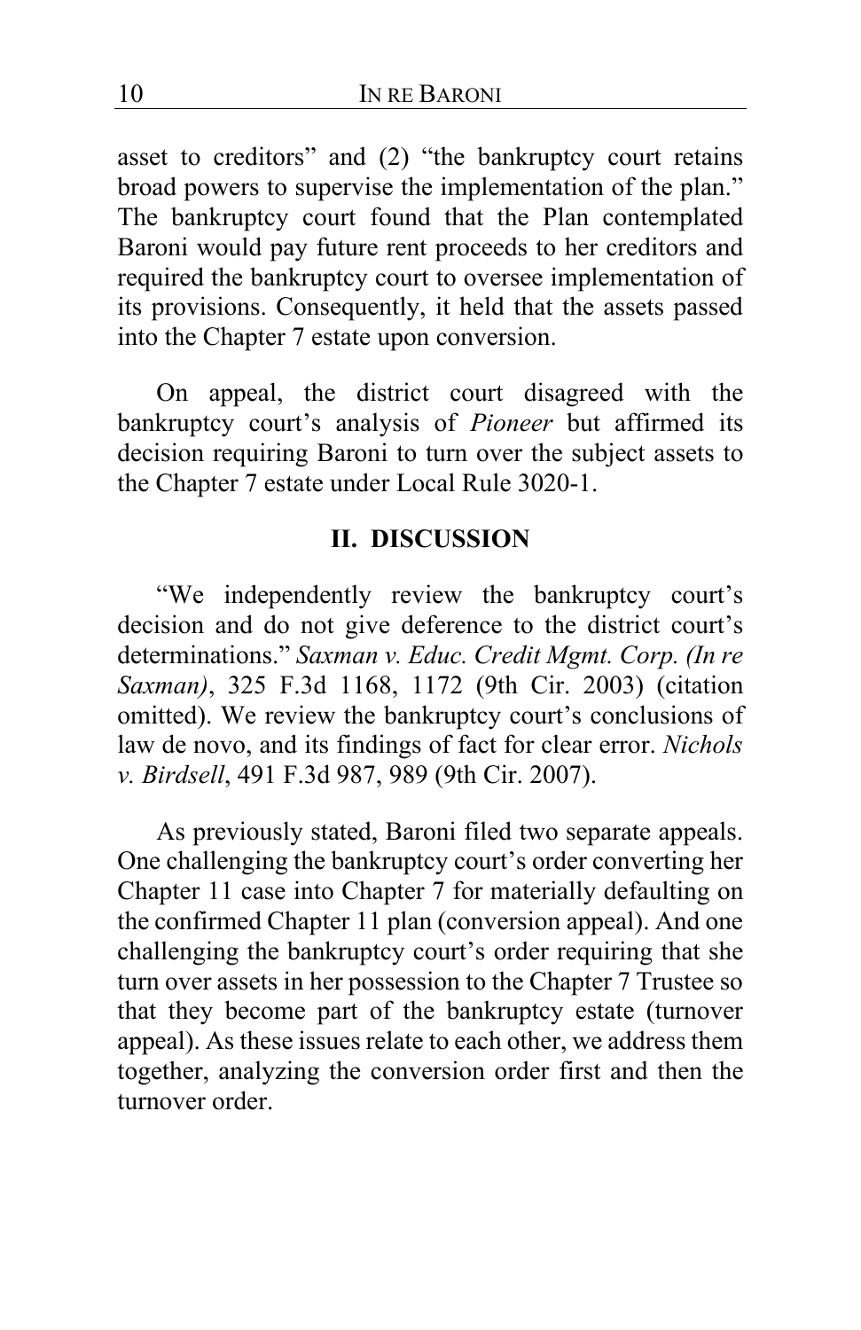asset to creditors" and (2) "the bankruptcy court retains broad powers to supervise the implementation of the plan." The bankruptcy court found that the Plan contemplated Baroni would pay future rent proceeds to her creditors and required the bankruptcy court to oversee implementation of its provisions. Consequently, it held that the assets passed into the Chapter 7 estate upon conversion.

On appeal, the district court disagreed with the bankruptcy court's analysis of *Pioneer* but affirmed its decision requiring Baroni to turn over the subject assets to the Chapter 7 estate under Local Rule 3020-1.

## II. DISCUSSION

"We independently review the bankruptcy court's decision and do not give deference to the district court's determinations." *Saxman v. Educ. Credit Mgmt. Corp. (In re Saxman)*, 325 F.3d 1168, 1172 (9th Cir. 2003) (citation omitted). We review the bankruptcy court's conclusions of law de novo, and its findings of fact for clear error. *Nichols v. Birdsell*, 491 F.3d 987, 989 (9th Cir. 2007).

As previously stated, Baroni filed two separate appeals. One challenging the bankruptcy court's order converting her Chapter 11 case into Chapter 7 for materially defaulting on the confirmed Chapter 11 plan (conversion appeal). And one challenging the bankruptcy court's order requiring that she turn over assets in her possession to the Chapter 7 Trustee so that they become part of the bankruptcy estate (turnover appeal). As these issues relate to each other, we address them together, analyzing the conversion order first and then the turnover order.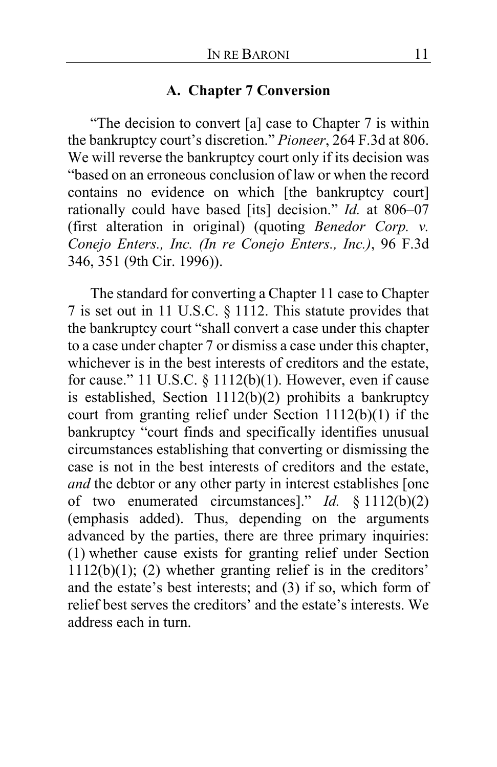### A. Chapter 7 Conversion

"The decision to convert [a] case to Chapter 7 is within the bankruptcy court's discretion." *Pioneer*, 264 F.3d at 806. We will reverse the bankruptcy court only if its decision was "based on an erroneous conclusion of law or when the record contains no evidence on which [the bankruptcy court] rationally could have based [its] decision." *Id.* at 806–07 (first alteration in original) (quoting *Benedor Corp. v. Conejo Enters., Inc. (In re Conejo Enters., Inc.)*, 96 F.3d 346, 351 (9th Cir. 1996)).

The standard for converting a Chapter 11 case to Chapter 7 is set out in 11 U.S.C. § 1112. This statute provides that the bankruptcy court "shall convert a case under this chapter to a case under chapter 7 or dismiss a case under this chapter, whichever is in the best interests of creditors and the estate, for cause." 11 U.S.C. § 1112(b)(1). However, even if cause is established, Section 1112(b)(2) prohibits a bankruptcy court from granting relief under Section 1112(b)(1) if the bankruptcy "court finds and specifically identifies unusual circumstances establishing that converting or dismissing the case is not in the best interests of creditors and the estate, *and* the debtor or any other party in interest establishes [one of two enumerated circumstances]." *Id.* § 1112(b)(2) (emphasis added). Thus, depending on the arguments advanced by the parties, there are three primary inquiries: (1) whether cause exists for granting relief under Section 1112(b)(1); (2) whether granting relief is in the creditors' and the estate's best interests; and (3) if so, which form of relief best serves the creditors' and the estate's interests. We address each in turn.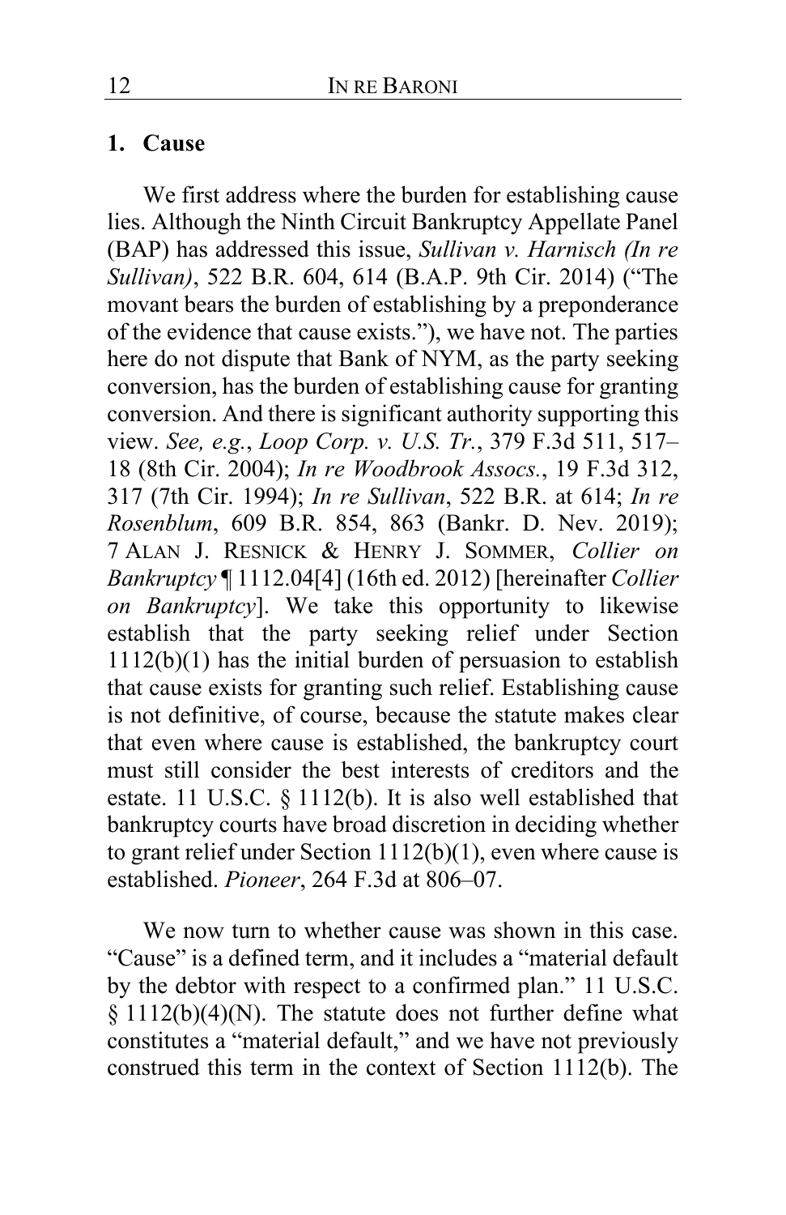### 1. Cause

We first address where the burden for establishing cause lies. Although the Ninth Circuit Bankruptcy Appellate Panel (BAP) has addressed this issue, *Sullivan v. Harnisch (In re Sullivan)*, 522 B.R. 604, 614 (B.A.P. 9th Cir. 2014) ("The movant bears the burden of establishing by a preponderance of the evidence that cause exists."), we have not. The parties here do not dispute that Bank of NYM, as the party seeking conversion, has the burden of establishing cause for granting conversion. And there is significant authority supporting this view. *See, e.g.*, *Loop Corp. v. U.S. Tr.*, 379 F.3d 511, 517–18 (8th Cir. 2004); *In re Woodbrook Assocs.*, 19 F.3d 312, 317 (7th Cir. 1994); *In re Sullivan*, 522 B.R. at 614; *In re Rosenblum*, 609 B.R. 854, 863 (Bankr. D. Nev. 2019); 7 ALAN J. RESNICK & HENRY J. SOMMER, *Collier on Bankruptcy* ¶ 1112.04[4] (16th ed. 2012) [hereinafter *Collier on Bankruptcy*]. We take this opportunity to likewise establish that the party seeking relief under Section 1112(b)(1) has the initial burden of persuasion to establish that cause exists for granting such relief. Establishing cause is not definitive, of course, because the statute makes clear that even where cause is established, the bankruptcy court must still consider the best interests of creditors and the estate. 11 U.S.C. § 1112(b). It is also well established that bankruptcy courts have broad discretion in deciding whether to grant relief under Section 1112(b)(1), even where cause is established. *Pioneer*, 264 F.3d at 806–07.

We now turn to whether cause was shown in this case. "Cause" is a defined term, and it includes a "material default by the debtor with respect to a confirmed plan." 11 U.S.C. § 1112(b)(4)(N). The statute does not further define what constitutes a "material default," and we have not previously construed this term in the context of Section 1112(b). The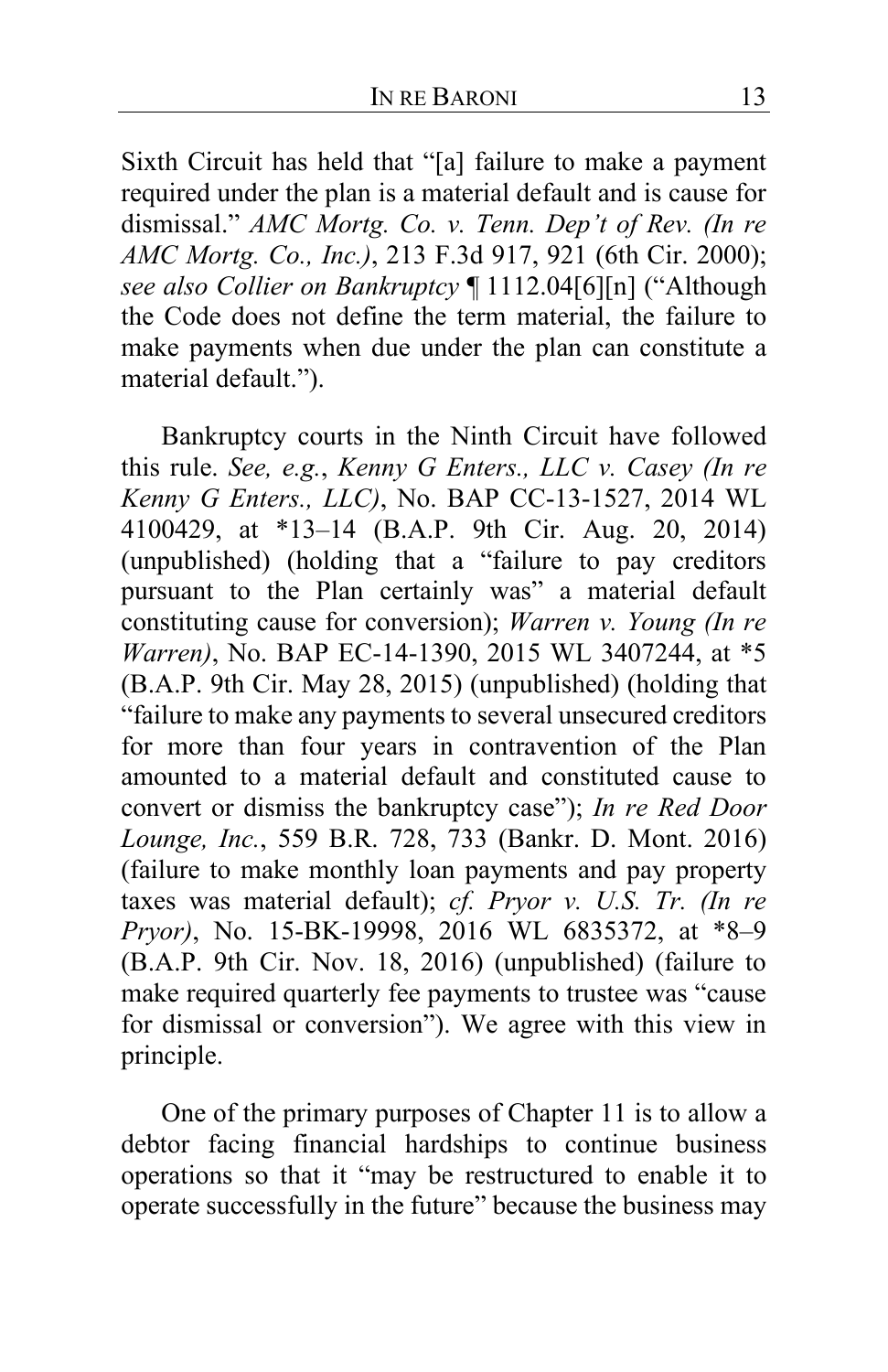Sixth Circuit has held that "[a] failure to make a payment required under the plan is a material default and is cause for dismissal." *AMC Mortg. Co. v. Tenn. Dep't of Rev. (In re AMC Mortg. Co., Inc.)*, 213 F.3d 917, 921 (6th Cir. 2000); *see also Collier on Bankruptcy* ¶ 1112.04[6][n] ("Although the Code does not define the term material, the failure to make payments when due under the plan can constitute a material default.").

Bankruptcy courts in the Ninth Circuit have followed this rule. *See, e.g.*, *Kenny G Enters., LLC v. Casey (In re Kenny G Enters., LLC)*, No. BAP CC-13-1527, 2014 WL 4100429, at *13–14 (B.A.P. 9th Cir. Aug. 20, 2014) (unpublished) (holding that a "failure to pay creditors pursuant to the Plan certainly was" a material default constituting cause for conversion); *Warren v. Young (In re Warren)*, No. BAP EC-14-1390, 2015 WL 3407244, at *5 (B.A.P. 9th Cir. May 28, 2015) (unpublished) (holding that "failure to make any payments to several unsecured creditors for more than four years in contravention of the Plan amounted to a material default and constituted cause to convert or dismiss the bankruptcy case"); *In re Red Door Lounge, Inc.*, 559 B.R. 728, 733 (Bankr. D. Mont. 2016) (failure to make monthly loan payments and pay property taxes was material default); *cf. Pryor v. U.S. Tr. (In re Pryor)*, No. 15-BK-19998, 2016 WL 6835372, at *8–9 (B.A.P. 9th Cir. Nov. 18, 2016) (unpublished) (failure to make required quarterly fee payments to trustee was "cause for dismissal or conversion"). We agree with this view in principle.

One of the primary purposes of Chapter 11 is to allow a debtor facing financial hardships to continue business operations so that it "may be restructured to enable it to operate successfully in the future" because the business may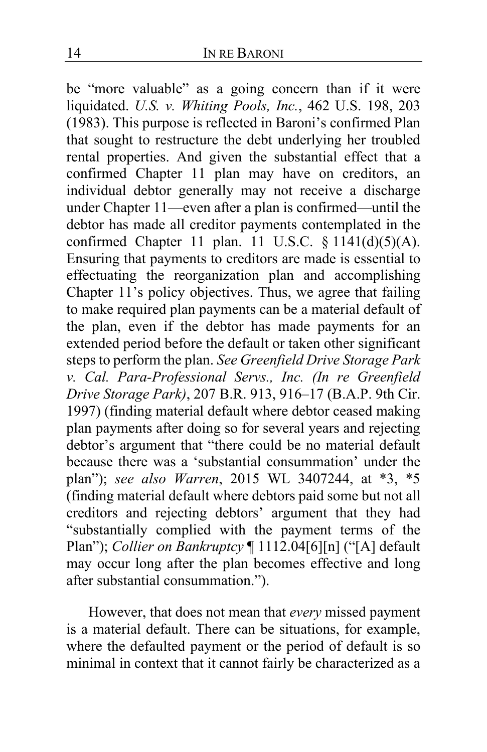be "more valuable" as a going concern than if it were liquidated. *U.S. v. Whiting Pools, Inc.*, 462 U.S. 198, 203 (1983). This purpose is reflected in Baroni's confirmed Plan that sought to restructure the debt underlying her troubled rental properties. And given the substantial effect that a confirmed Chapter 11 plan may have on creditors, an individual debtor generally may not receive a discharge under Chapter 11—even after a plan is confirmed—until the debtor has made all creditor payments contemplated in the confirmed Chapter 11 plan. 11 U.S.C. § 1141(d)(5)(A). Ensuring that payments to creditors are made is essential to effectuating the reorganization plan and accomplishing Chapter 11's policy objectives. Thus, we agree that failing to make required plan payments can be a material default of the plan, even if the debtor has made payments for an extended period before the default or taken other significant steps to perform the plan. *See Greenfield Drive Storage Park v. Cal. Para-Professional Servs., Inc. (In re Greenfield Drive Storage Park)*, 207 B.R. 913, 916–17 (B.A.P. 9th Cir. 1997) (finding material default where debtor ceased making plan payments after doing so for several years and rejecting debtor's argument that "there could be no material default because there was a 'substantial consummation' under the plan"); *see also Warren*, 2015 WL 3407244, at *3, *5 (finding material default where debtors paid some but not all creditors and rejecting debtors' argument that they had "substantially complied with the payment terms of the Plan"); *Collier on Bankruptcy* ¶ 1112.04[6][n] ("[A] default may occur long after the plan becomes effective and long after substantial consummation.").

However, that does not mean that *every* missed payment is a material default. There can be situations, for example, where the defaulted payment or the period of default is so minimal in context that it cannot fairly be characterized as a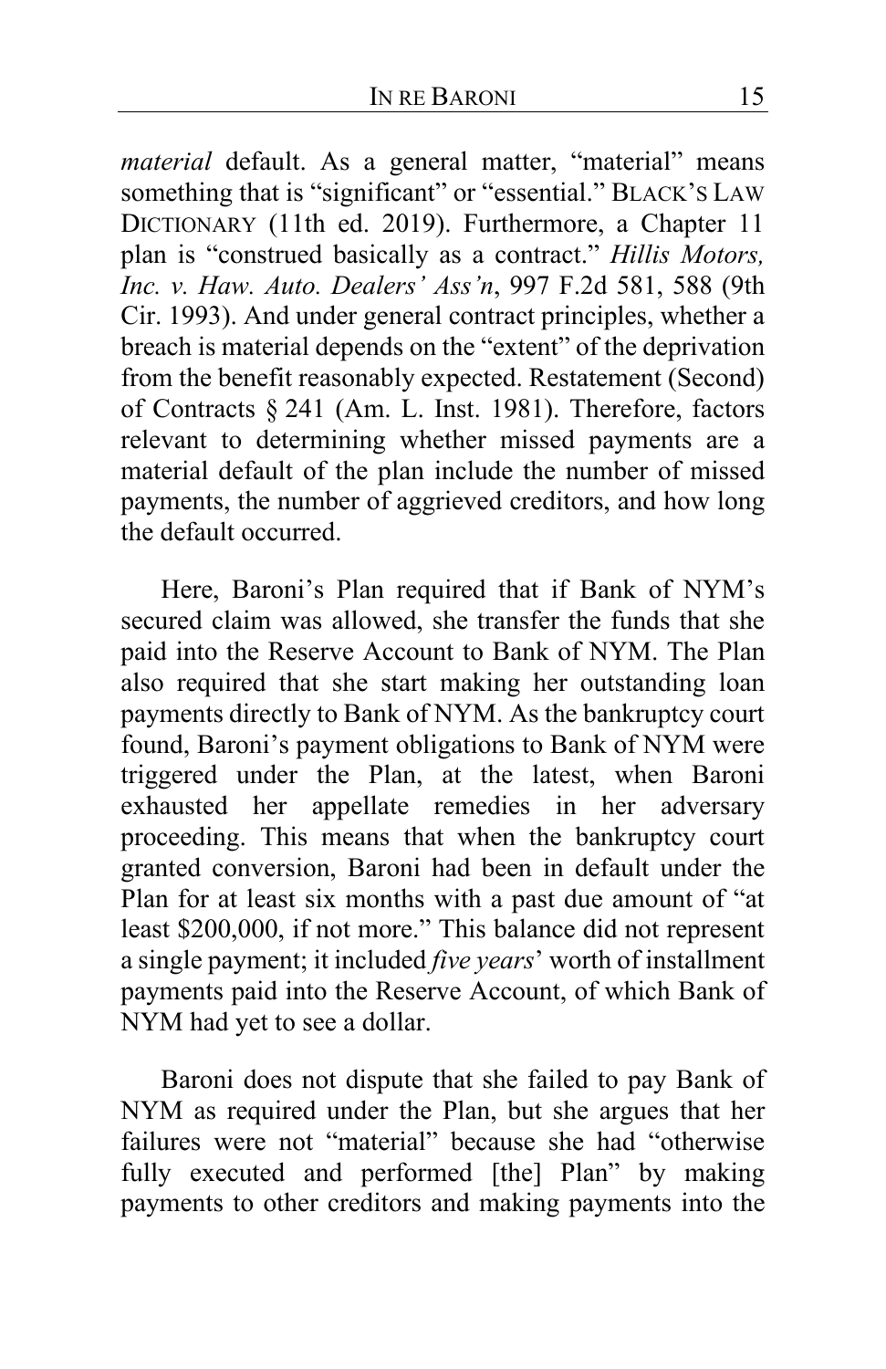*material* default. As a general matter, "material" means something that is "significant" or "essential." BLACK'S LAW DICTIONARY (11th ed. 2019). Furthermore, a Chapter 11 plan is "construed basically as a contract." *Hillis Motors, Inc. v. Haw. Auto. Dealers' Ass'n*, 997 F.2d 581, 588 (9th Cir. 1993). And under general contract principles, whether a breach is material depends on the "extent" of the deprivation from the benefit reasonably expected. Restatement (Second) of Contracts § 241 (Am. L. Inst. 1981). Therefore, factors relevant to determining whether missed payments are a material default of the plan include the number of missed payments, the number of aggrieved creditors, and how long the default occurred.

Here, Baroni's Plan required that if Bank of NYM's secured claim was allowed, she transfer the funds that she paid into the Reserve Account to Bank of NYM. The Plan also required that she start making her outstanding loan payments directly to Bank of NYM. As the bankruptcy court found, Baroni's payment obligations to Bank of NYM were triggered under the Plan, at the latest, when Baroni exhausted her appellate remedies in her adversary proceeding. This means that when the bankruptcy court granted conversion, Baroni had been in default under the Plan for at least six months with a past due amount of "at least $200,000, if not more." This balance did not represent a single payment; it included *five years*' worth of installment payments paid into the Reserve Account, of which Bank of NYM had yet to see a dollar.

Baroni does not dispute that she failed to pay Bank of NYM as required under the Plan, but she argues that her failures were not "material" because she had "otherwise fully executed and performed [the] Plan" by making payments to other creditors and making payments into the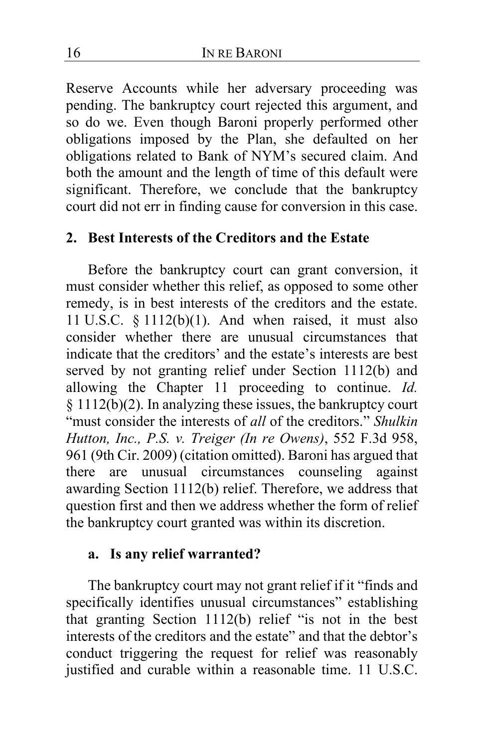Reserve Accounts while her adversary proceeding was pending. The bankruptcy court rejected this argument, and so do we. Even though Baroni properly performed other obligations imposed by the Plan, she defaulted on her obligations related to Bank of NYM's secured claim. And both the amount and the length of time of this default were significant. Therefore, we conclude that the bankruptcy court did not err in finding cause for conversion in this case.

### 2. Best Interests of the Creditors and the Estate

Before the bankruptcy court can grant conversion, it must consider whether this relief, as opposed to some other remedy, is in best interests of the creditors and the estate. 11 U.S.C. § 1112(b)(1). And when raised, it must also consider whether there are unusual circumstances that indicate that the creditors' and the estate's interests are best served by not granting relief under Section 1112(b) and allowing the Chapter 11 proceeding to continue. *Id.* § 1112(b)(2). In analyzing these issues, the bankruptcy court "must consider the interests of *all* of the creditors." *Shulkin Hutton, Inc., P.S. v. Treiger (In re Owens)*, 552 F.3d 958, 961 (9th Cir. 2009) (citation omitted). Baroni has argued that there are unusual circumstances counseling against awarding Section 1112(b) relief. Therefore, we address that question first and then we address whether the form of relief the bankruptcy court granted was within its discretion.

#### a. Is any relief warranted?

The bankruptcy court may not grant relief if it "finds and specifically identifies unusual circumstances" establishing that granting Section 1112(b) relief "is not in the best interests of the creditors and the estate" and that the debtor's conduct triggering the request for relief was reasonably justified and curable within a reasonable time. 11 U.S.C.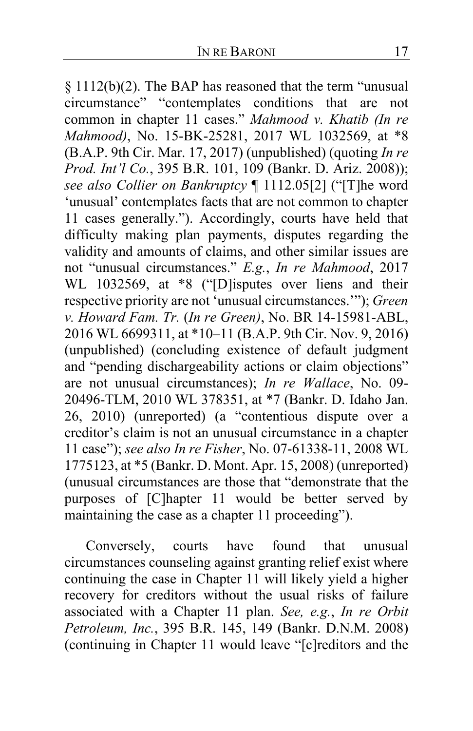§ 1112(b)(2). The BAP has reasoned that the term "unusual circumstance" "contemplates conditions that are not common in chapter 11 cases." *Mahmood v. Khatib (In re Mahmood)*, No. 15-BK-25281, 2017 WL 1032569, at *8 (B.A.P. 9th Cir. Mar. 17, 2017) (unpublished) (quoting *In re Prod. Int'l Co.*, 395 B.R. 101, 109 (Bankr. D. Ariz. 2008)); *see also Collier on Bankruptcy* ¶ 1112.05[2] ("[T]he word 'unusual' contemplates facts that are not common to chapter 11 cases generally."). Accordingly, courts have held that difficulty making plan payments, disputes regarding the validity and amounts of claims, and other similar issues are not "unusual circumstances." *E.g.*, *In re Mahmood*, 2017 WL 1032569, at *8 ("[D]isputes over liens and their respective priority are not 'unusual circumstances.'"); *Green v. Howard Fam. Tr.* (*In re Green)*, No. BR 14-15981-ABL, 2016 WL 6699311, at *10–11 (B.A.P. 9th Cir. Nov. 9, 2016) (unpublished) (concluding existence of default judgment and "pending dischargeability actions or claim objections" are not unusual circumstances); *In re Wallace*, No. 09-20496-TLM, 2010 WL 378351, at *7 (Bankr. D. Idaho Jan. 26, 2010) (unreported) (a "contentious dispute over a creditor's claim is not an unusual circumstance in a chapter 11 case"); *see also In re Fisher*, No. 07-61338-11, 2008 WL 1775123, at *5 (Bankr. D. Mont. Apr. 15, 2008) (unreported) (unusual circumstances are those that "demonstrate that the purposes of [C]hapter 11 would be better served by maintaining the case as a chapter 11 proceeding").

Conversely, courts have found that unusual circumstances counseling against granting relief exist where continuing the case in Chapter 11 will likely yield a higher recovery for creditors without the usual risks of failure associated with a Chapter 11 plan. *See, e.g.*, *In re Orbit Petroleum, Inc.*, 395 B.R. 145, 149 (Bankr. D.N.M. 2008) (continuing in Chapter 11 would leave "[c]reditors and the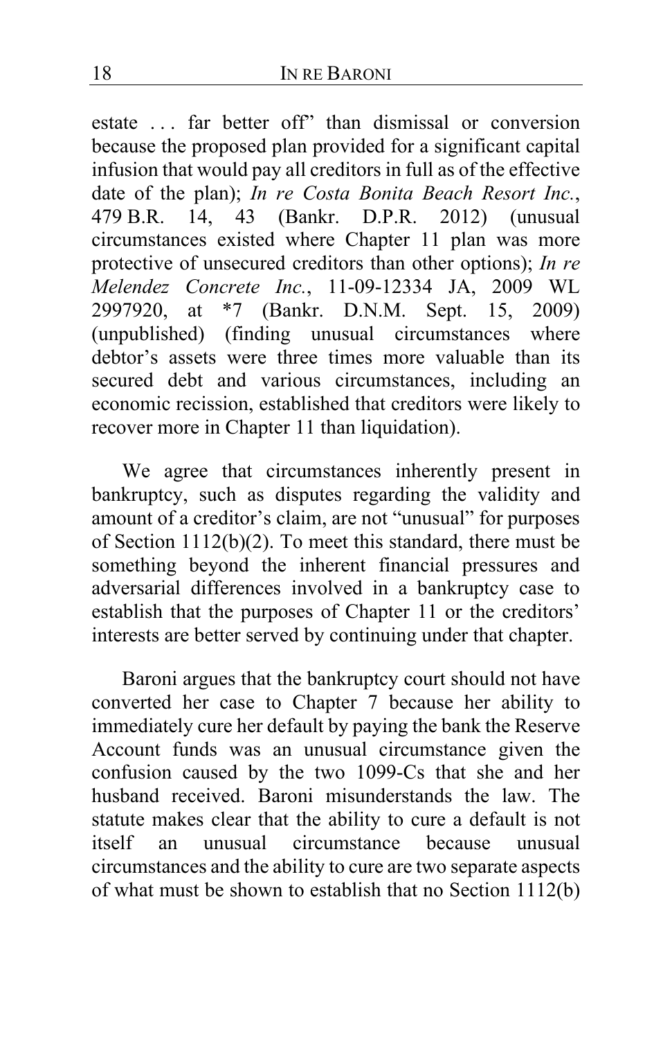estate . . . far better off" than dismissal or conversion because the proposed plan provided for a significant capital infusion that would pay all creditors in full as of the effective date of the plan); *In re Costa Bonita Beach Resort Inc.*, 479 B.R. 14, 43 (Bankr. D.P.R. 2012) (unusual circumstances existed where Chapter 11 plan was more protective of unsecured creditors than other options); *In re Melendez Concrete Inc.*, 11-09-12334 JA, 2009 WL 2997920, at *7 (Bankr. D.N.M. Sept. 15, 2009) (unpublished) (finding unusual circumstances where debtor's assets were three times more valuable than its secured debt and various circumstances, including an economic recission, established that creditors were likely to recover more in Chapter 11 than liquidation).

We agree that circumstances inherently present in bankruptcy, such as disputes regarding the validity and amount of a creditor's claim, are not "unusual" for purposes of Section 1112(b)(2). To meet this standard, there must be something beyond the inherent financial pressures and adversarial differences involved in a bankruptcy case to establish that the purposes of Chapter 11 or the creditors' interests are better served by continuing under that chapter.

Baroni argues that the bankruptcy court should not have converted her case to Chapter 7 because her ability to immediately cure her default by paying the bank the Reserve Account funds was an unusual circumstance given the confusion caused by the two 1099-Cs that she and her husband received. Baroni misunderstands the law. The statute makes clear that the ability to cure a default is not itself an unusual circumstance because unusual circumstances and the ability to cure are two separate aspects of what must be shown to establish that no Section 1112(b)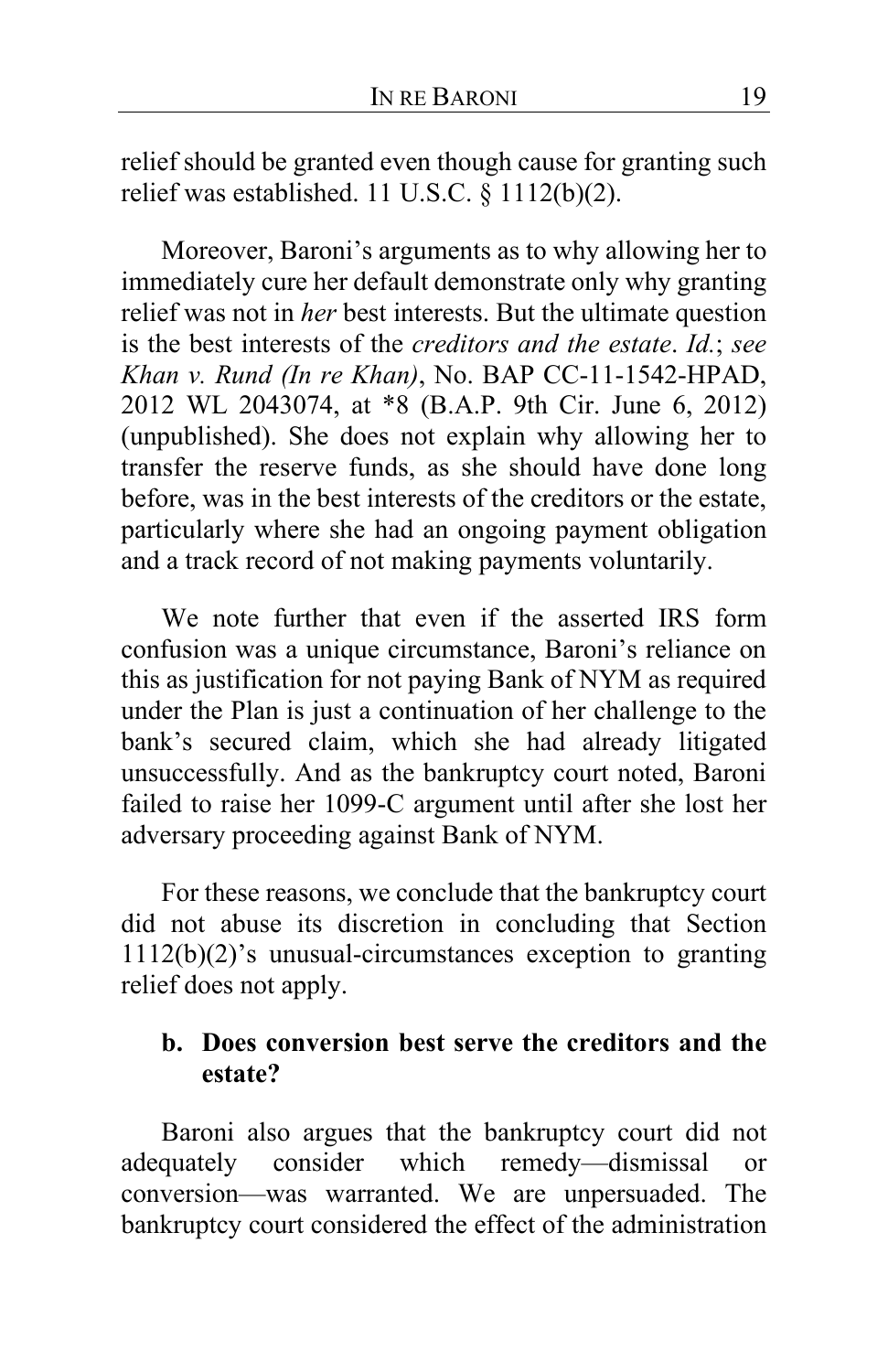relief should be granted even though cause for granting such relief was established. 11 U.S.C. § 1112(b)(2).

Moreover, Baroni's arguments as to why allowing her to immediately cure her default demonstrate only why granting relief was not in *her* best interests. But the ultimate question is the best interests of the *creditors and the estate*. *Id.*; *see Khan v. Rund (In re Khan)*, No. BAP CC-11-1542-HPAD, 2012 WL 2043074, at *8 (B.A.P. 9th Cir. June 6, 2012) (unpublished). She does not explain why allowing her to transfer the reserve funds, as she should have done long before, was in the best interests of the creditors or the estate, particularly where she had an ongoing payment obligation and a track record of not making payments voluntarily.

We note further that even if the asserted IRS form confusion was a unique circumstance, Baroni's reliance on this as justification for not paying Bank of NYM as required under the Plan is just a continuation of her challenge to the bank's secured claim, which she had already litigated unsuccessfully. And as the bankruptcy court noted, Baroni failed to raise her 1099-C argument until after she lost her adversary proceeding against Bank of NYM.

For these reasons, we conclude that the bankruptcy court did not abuse its discretion in concluding that Section 1112(b)(2)'s unusual-circumstances exception to granting relief does not apply.

### b. Does conversion best serve the creditors and the estate?

Baroni also argues that the bankruptcy court did not adequately consider which remedy—dismissal or conversion—was warranted. We are unpersuaded. The bankruptcy court considered the effect of the administration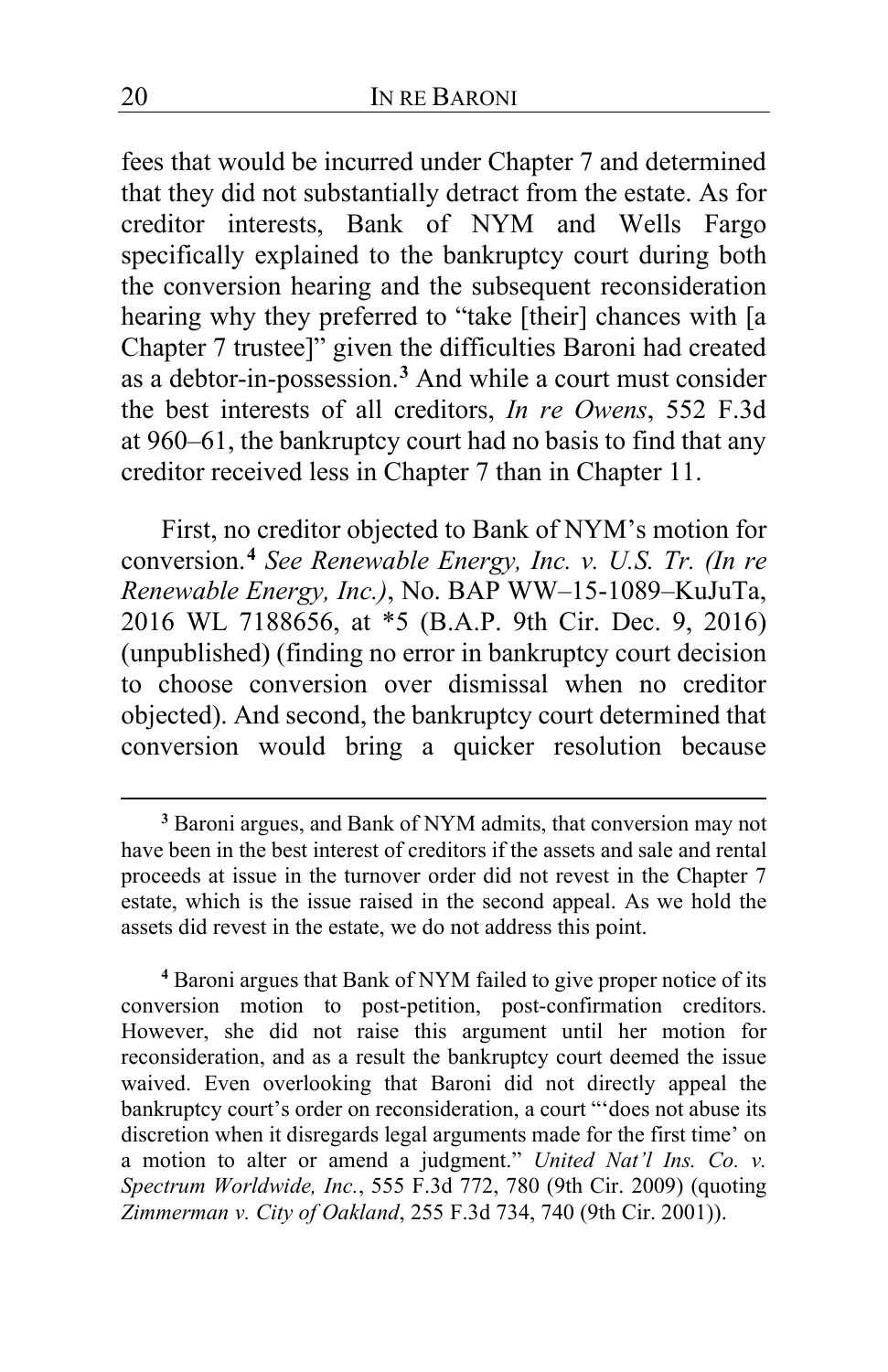fees that would be incurred under Chapter 7 and determined that they did not substantially detract from the estate. As for creditor interests, Bank of NYM and Wells Fargo specifically explained to the bankruptcy court during both the conversion hearing and the subsequent reconsideration hearing why they preferred to "take [their] chances with [a Chapter 7 trustee]" given the difficulties Baroni had created as a debtor-in-possession.[3] And while a court must consider the best interests of all creditors, *In re Owens*, 552 F.3d at 960–61, the bankruptcy court had no basis to find that any creditor received less in Chapter 7 than in Chapter 11.

First, no creditor objected to Bank of NYM's motion for conversion.[4] *See Renewable Energy, Inc. v. U.S. Tr. (In re Renewable Energy, Inc.)*, No. BAP WW–15-1089–KuJuTa, 2016 WL 7188656, at *5 (B.A.P. 9th Cir. Dec. 9, 2016) (unpublished) (finding no error in bankruptcy court decision to choose conversion over dismissal when no creditor objected). And second, the bankruptcy court determined that conversion would bring a quicker resolution because

[3] Baroni argues, and Bank of NYM admits, that conversion may not have been in the best interest of creditors if the assets and sale and rental proceeds at issue in the turnover order did not revest in the Chapter 7 estate, which is the issue raised in the second appeal. As we hold the assets did revest in the estate, we do not address this point.

[4] Baroni argues that Bank of NYM failed to give proper notice of its conversion motion to post-petition, post-confirmation creditors. However, she did not raise this argument until her motion for reconsideration, and as a result the bankruptcy court deemed the issue waived. Even overlooking that Baroni did not directly appeal the bankruptcy court's order on reconsideration, a court "'does not abuse its discretion when it disregards legal arguments made for the first time' on a motion to alter or amend a judgment." *United Nat'l Ins. Co. v. Spectrum Worldwide, Inc.*, 555 F.3d 772, 780 (9th Cir. 2009) (quoting *Zimmerman v. City of Oakland*, 255 F.3d 734, 740 (9th Cir. 2001)).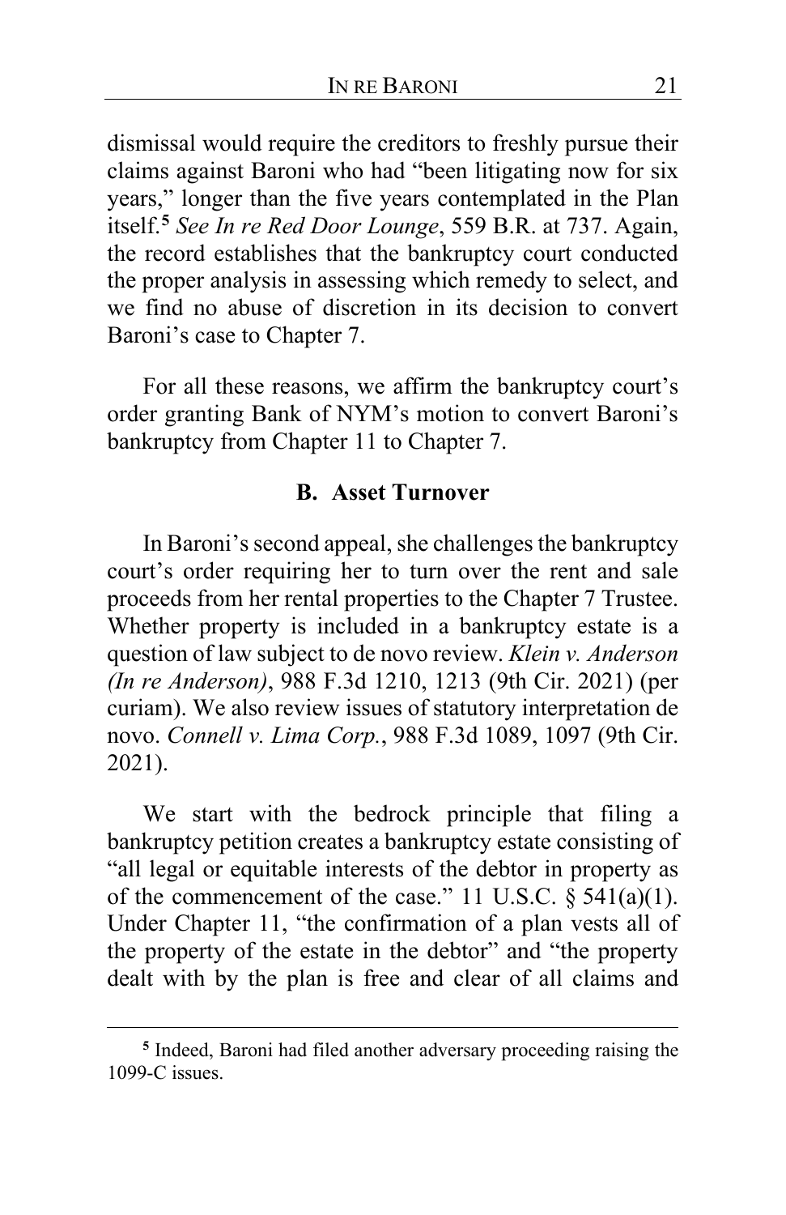dismissal would require the creditors to freshly pursue their claims against Baroni who had "been litigating now for six years," longer than the five years contemplated in the Plan itself.[5] *See In re Red Door Lounge*, 559 B.R. at 737. Again, the record establishes that the bankruptcy court conducted the proper analysis in assessing which remedy to select, and we find no abuse of discretion in its decision to convert Baroni's case to Chapter 7.

For all these reasons, we affirm the bankruptcy court's order granting Bank of NYM's motion to convert Baroni's bankruptcy from Chapter 11 to Chapter 7.

### B. Asset Turnover

In Baroni's second appeal, she challenges the bankruptcy court's order requiring her to turn over the rent and sale proceeds from her rental properties to the Chapter 7 Trustee. Whether property is included in a bankruptcy estate is a question of law subject to de novo review. *Klein v. Anderson (In re Anderson)*, 988 F.3d 1210, 1213 (9th Cir. 2021) (per curiam). We also review issues of statutory interpretation de novo. *Connell v. Lima Corp.*, 988 F.3d 1089, 1097 (9th Cir. 2021).

We start with the bedrock principle that filing a bankruptcy petition creates a bankruptcy estate consisting of "all legal or equitable interests of the debtor in property as of the commencement of the case." 11 U.S.C. § 541(a)(1). Under Chapter 11, "the confirmation of a plan vests all of the property of the estate in the debtor" and "the property dealt with by the plan is free and clear of all claims and

---

[5] Indeed, Baroni had filed another adversary proceeding raising the 1099-C issues.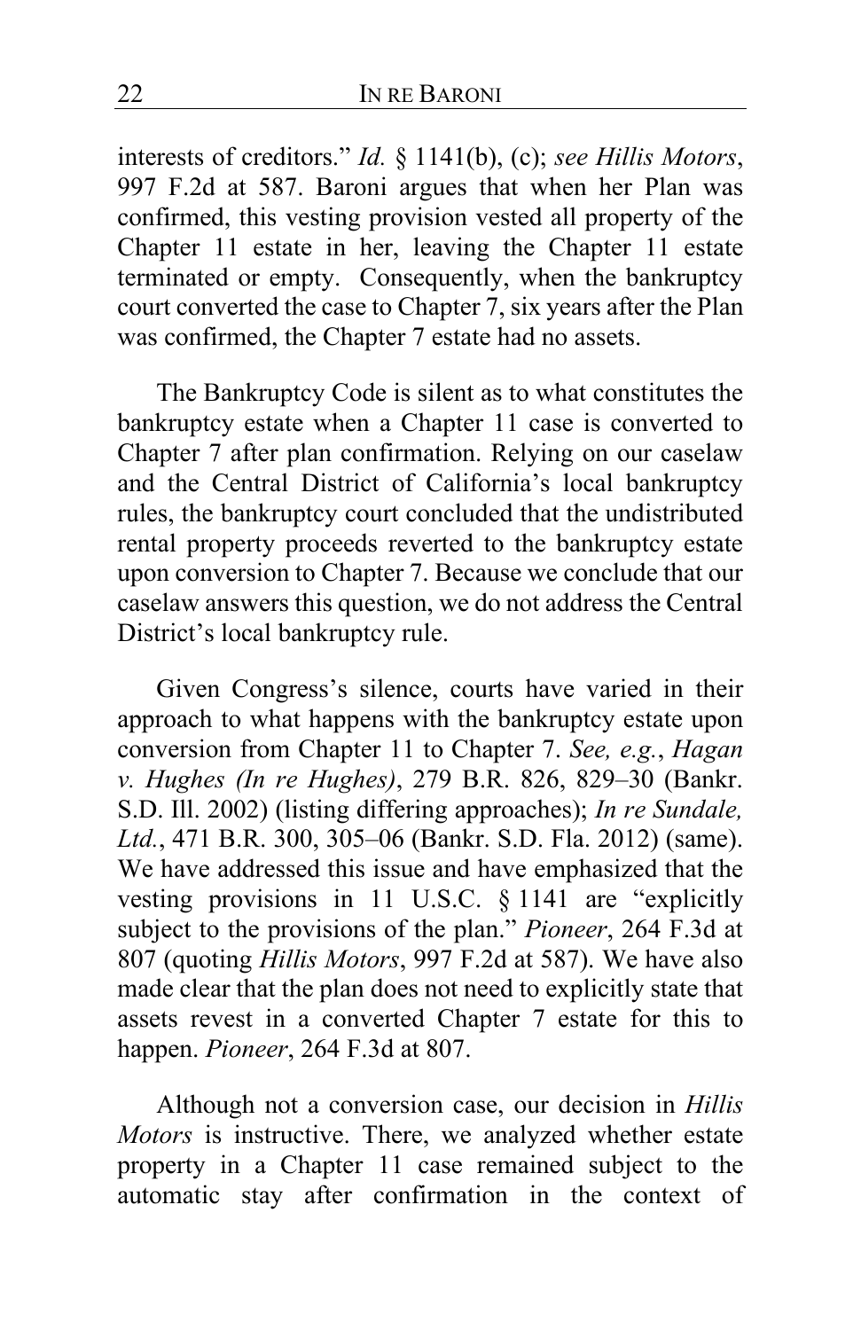interests of creditors." *Id.* § 1141(b), (c); *see Hillis Motors*, 997 F.2d at 587. Baroni argues that when her Plan was confirmed, this vesting provision vested all property of the Chapter 11 estate in her, leaving the Chapter 11 estate terminated or empty. Consequently, when the bankruptcy court converted the case to Chapter 7, six years after the Plan was confirmed, the Chapter 7 estate had no assets.

The Bankruptcy Code is silent as to what constitutes the bankruptcy estate when a Chapter 11 case is converted to Chapter 7 after plan confirmation. Relying on our caselaw and the Central District of California's local bankruptcy rules, the bankruptcy court concluded that the undistributed rental property proceeds reverted to the bankruptcy estate upon conversion to Chapter 7. Because we conclude that our caselaw answers this question, we do not address the Central District's local bankruptcy rule.

Given Congress's silence, courts have varied in their approach to what happens with the bankruptcy estate upon conversion from Chapter 11 to Chapter 7. *See, e.g.*, *Hagan v. Hughes (In re Hughes)*, 279 B.R. 826, 829–30 (Bankr. S.D. Ill. 2002) (listing differing approaches); *In re Sundale, Ltd.*, 471 B.R. 300, 305–06 (Bankr. S.D. Fla. 2012) (same). We have addressed this issue and have emphasized that the vesting provisions in 11 U.S.C. § 1141 are "explicitly subject to the provisions of the plan." *Pioneer*, 264 F.3d at 807 (quoting *Hillis Motors*, 997 F.2d at 587). We have also made clear that the plan does not need to explicitly state that assets revest in a converted Chapter 7 estate for this to happen. *Pioneer*, 264 F.3d at 807.

Although not a conversion case, our decision in *Hillis Motors* is instructive. There, we analyzed whether estate property in a Chapter 11 case remained subject to the automatic stay after confirmation in the context of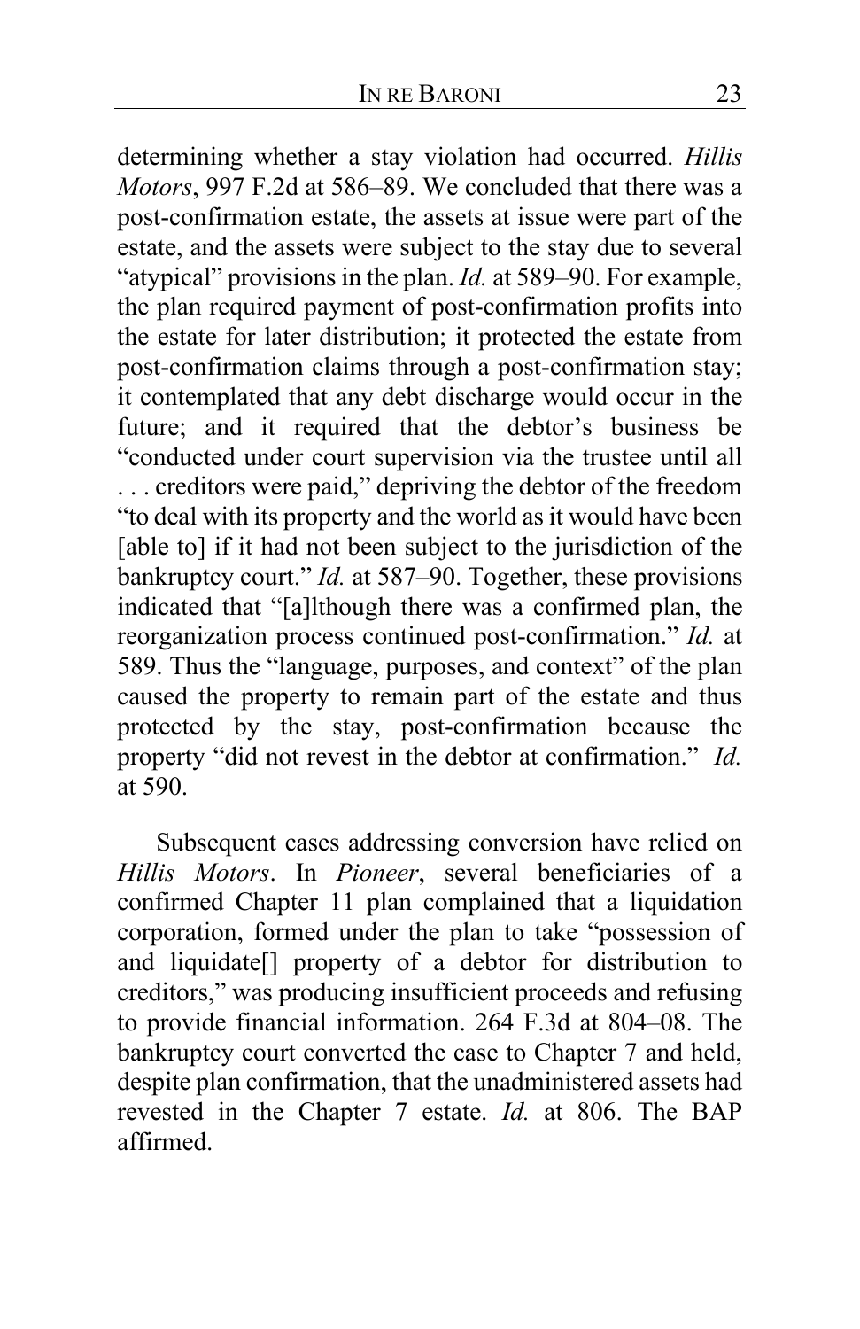determining whether a stay violation had occurred. *Hillis Motors*, 997 F.2d at 586–89. We concluded that there was a post-confirmation estate, the assets at issue were part of the estate, and the assets were subject to the stay due to several "atypical" provisions in the plan. *Id.* at 589–90. For example, the plan required payment of post-confirmation profits into the estate for later distribution; it protected the estate from post-confirmation claims through a post-confirmation stay; it contemplated that any debt discharge would occur in the future; and it required that the debtor's business be "conducted under court supervision via the trustee until all . . . creditors were paid," depriving the debtor of the freedom "to deal with its property and the world as it would have been [able to] if it had not been subject to the jurisdiction of the bankruptcy court." *Id.* at 587–90. Together, these provisions indicated that "[a]lthough there was a confirmed plan, the reorganization process continued post-confirmation." *Id.* at 589. Thus the "language, purposes, and context" of the plan caused the property to remain part of the estate and thus protected by the stay, post-confirmation because the property "did not revest in the debtor at confirmation." *Id.* at 590.

Subsequent cases addressing conversion have relied on *Hillis Motors*. In *Pioneer*, several beneficiaries of a confirmed Chapter 11 plan complained that a liquidation corporation, formed under the plan to take "possession of and liquidate[] property of a debtor for distribution to creditors," was producing insufficient proceeds and refusing to provide financial information. 264 F.3d at 804–08. The bankruptcy court converted the case to Chapter 7 and held, despite plan confirmation, that the unadministered assets had revested in the Chapter 7 estate. *Id.* at 806. The BAP affirmed.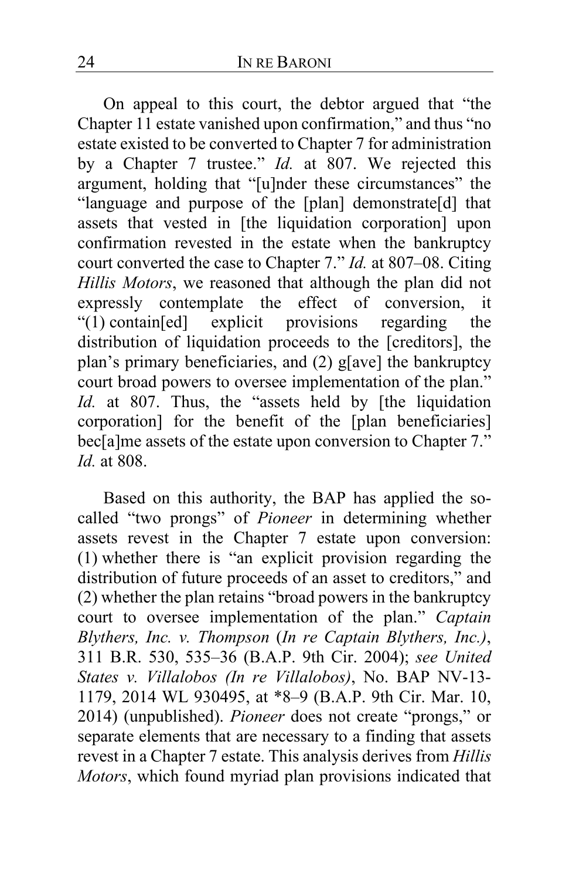On appeal to this court, the debtor argued that "the Chapter 11 estate vanished upon confirmation," and thus "no estate existed to be converted to Chapter 7 for administration by a Chapter 7 trustee." *Id.* at 807. We rejected this argument, holding that "[u]nder these circumstances" the "language and purpose of the [plan] demonstrate[d] that assets that vested in [the liquidation corporation] upon confirmation revested in the estate when the bankruptcy court converted the case to Chapter 7." *Id.* at 807–08. Citing *Hillis Motors*, we reasoned that although the plan did not expressly contemplate the effect of conversion, it "(1) contain[ed] explicit provisions regarding the distribution of liquidation proceeds to the [creditors], the plan's primary beneficiaries, and (2) g[ave] the bankruptcy court broad powers to oversee implementation of the plan." *Id.* at 807. Thus, the "assets held by [the liquidation corporation] for the benefit of the [plan beneficiaries] bec[a]me assets of the estate upon conversion to Chapter 7." *Id.* at 808.

Based on this authority, the BAP has applied the so-called "two prongs" of *Pioneer* in determining whether assets revest in the Chapter 7 estate upon conversion: (1) whether there is "an explicit provision regarding the distribution of future proceeds of an asset to creditors," and (2) whether the plan retains "broad powers in the bankruptcy court to oversee implementation of the plan." *Captain Blythers, Inc. v. Thompson* (*In re Captain Blythers, Inc.)*, 311 B.R. 530, 535–36 (B.A.P. 9th Cir. 2004); *see United States v. Villalobos (In re Villalobos)*, No. BAP NV-13-1179, 2014 WL 930495, at *8–9 (B.A.P. 9th Cir. Mar. 10, 2014) (unpublished). *Pioneer* does not create "prongs," or separate elements that are necessary to a finding that assets revest in a Chapter 7 estate. This analysis derives from *Hillis Motors*, which found myriad plan provisions indicated that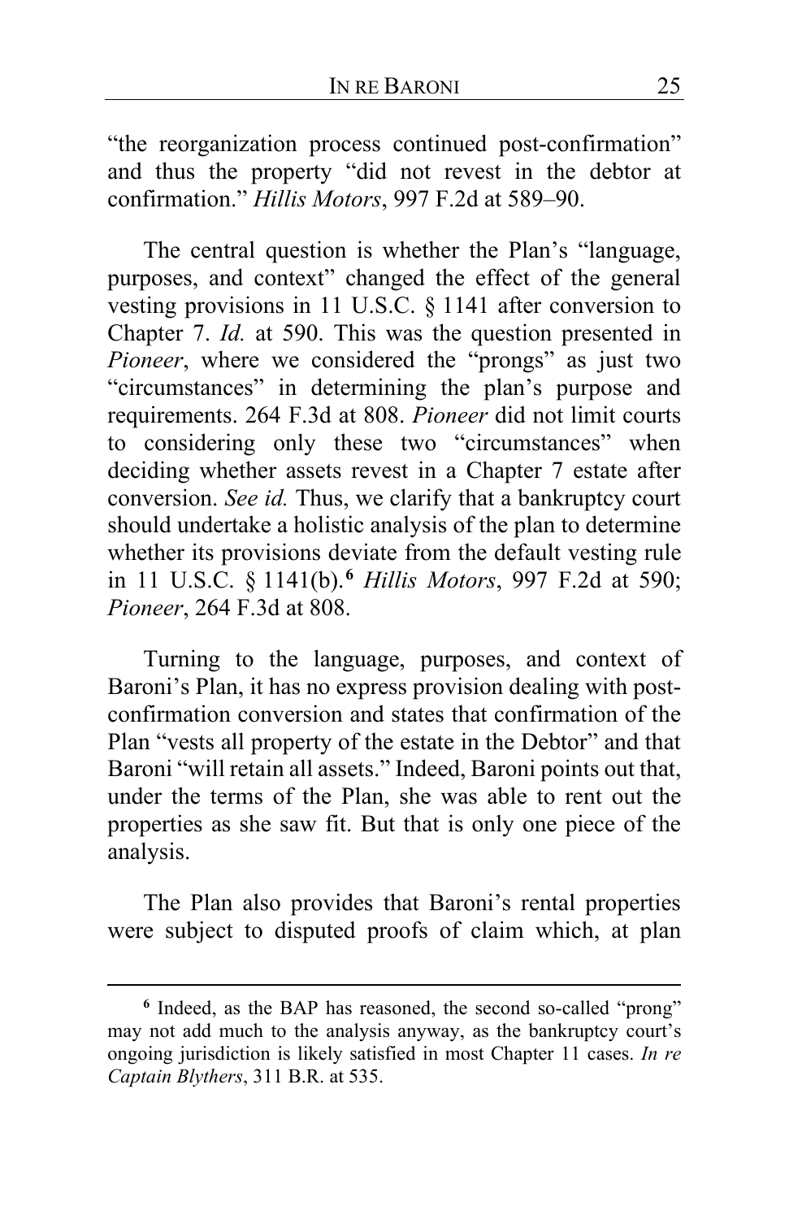"the reorganization process continued post-confirmation" and thus the property "did not revest in the debtor at confirmation." *Hillis Motors*, 997 F.2d at 589–90.

The central question is whether the Plan's "language, purposes, and context" changed the effect of the general vesting provisions in 11 U.S.C. § 1141 after conversion to Chapter 7. *Id.* at 590. This was the question presented in *Pioneer*, where we considered the "prongs" as just two "circumstances" in determining the plan's purpose and requirements. 264 F.3d at 808. *Pioneer* did not limit courts to considering only these two "circumstances" when deciding whether assets revest in a Chapter 7 estate after conversion. *See id.* Thus, we clarify that a bankruptcy court should undertake a holistic analysis of the plan to determine whether its provisions deviate from the default vesting rule in 11 U.S.C. § 1141(b).[6] *Hillis Motors*, 997 F.2d at 590; *Pioneer*, 264 F.3d at 808.

Turning to the language, purposes, and context of Baroni's Plan, it has no express provision dealing with post-confirmation conversion and states that confirmation of the Plan "vests all property of the estate in the Debtor" and that Baroni "will retain all assets." Indeed, Baroni points out that, under the terms of the Plan, she was able to rent out the properties as she saw fit. But that is only one piece of the analysis.

The Plan also provides that Baroni's rental properties were subject to disputed proofs of claim which, at plan

---

[6] Indeed, as the BAP has reasoned, the second so-called "prong" may not add much to the analysis anyway, as the bankruptcy court's ongoing jurisdiction is likely satisfied in most Chapter 11 cases. *In re Captain Blythers*, 311 B.R. at 535.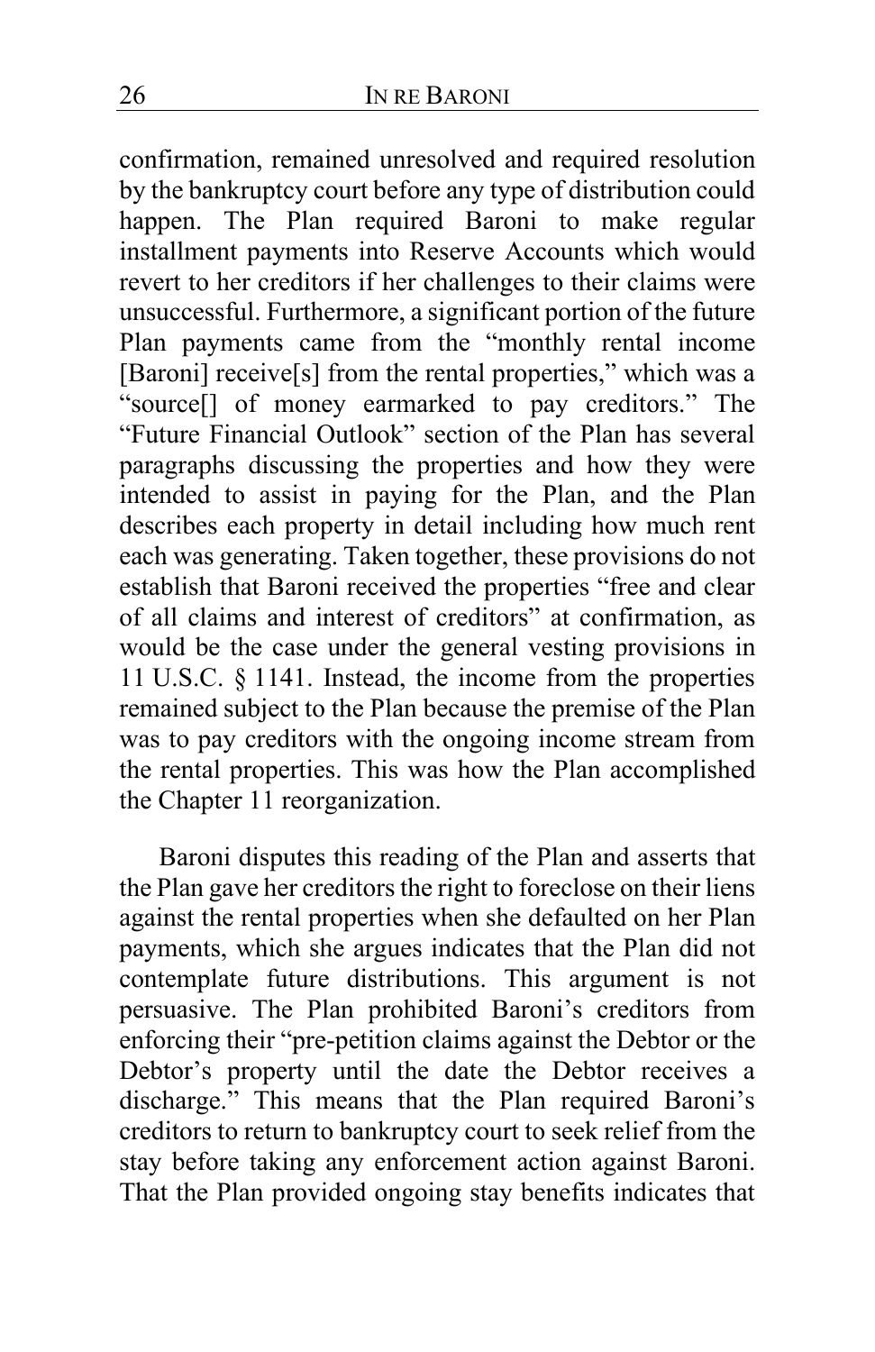confirmation, remained unresolved and required resolution by the bankruptcy court before any type of distribution could happen. The Plan required Baroni to make regular installment payments into Reserve Accounts which would revert to her creditors if her challenges to their claims were unsuccessful. Furthermore, a significant portion of the future Plan payments came from the "monthly rental income [Baroni] receive[s] from the rental properties," which was a "source[] of money earmarked to pay creditors." The "Future Financial Outlook" section of the Plan has several paragraphs discussing the properties and how they were intended to assist in paying for the Plan, and the Plan describes each property in detail including how much rent each was generating. Taken together, these provisions do not establish that Baroni received the properties "free and clear of all claims and interest of creditors" at confirmation, as would be the case under the general vesting provisions in 11 U.S.C. § 1141. Instead, the income from the properties remained subject to the Plan because the premise of the Plan was to pay creditors with the ongoing income stream from the rental properties. This was how the Plan accomplished the Chapter 11 reorganization.

Baroni disputes this reading of the Plan and asserts that the Plan gave her creditors the right to foreclose on their liens against the rental properties when she defaulted on her Plan payments, which she argues indicates that the Plan did not contemplate future distributions. This argument is not persuasive. The Plan prohibited Baroni's creditors from enforcing their "pre-petition claims against the Debtor or the Debtor's property until the date the Debtor receives a discharge." This means that the Plan required Baroni's creditors to return to bankruptcy court to seek relief from the stay before taking any enforcement action against Baroni. That the Plan provided ongoing stay benefits indicates that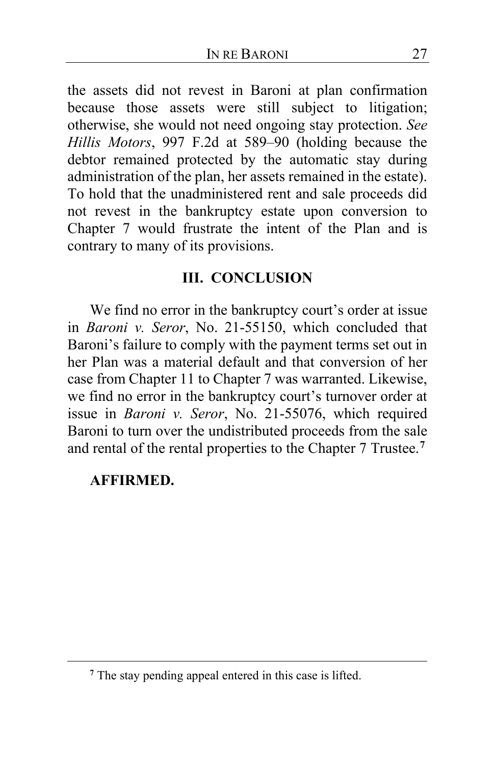the assets did not revest in Baroni at plan confirmation because those assets were still subject to litigation; otherwise, she would not need ongoing stay protection. *See Hillis Motors*, 997 F.2d at 589–90 (holding because the debtor remained protected by the automatic stay during administration of the plan, her assets remained in the estate). To hold that the unadministered rent and sale proceeds did not revest in the bankruptcy estate upon conversion to Chapter 7 would frustrate the intent of the Plan and is contrary to many of its provisions.

## III. CONCLUSION

We find no error in the bankruptcy court's order at issue in *Baroni v. Seror*, No. 21-55150, which concluded that Baroni's failure to comply with the payment terms set out in her Plan was a material default and that conversion of her case from Chapter 11 to Chapter 7 was warranted. Likewise, we find no error in the bankruptcy court's turnover order at issue in *Baroni v. Seror*, No. 21-55076, which required Baroni to turn over the undistributed proceeds from the sale and rental of the rental properties to the Chapter 7 Trustee.[7]

**AFFIRMED.**

---

[7] The stay pending appeal entered in this case is lifted.